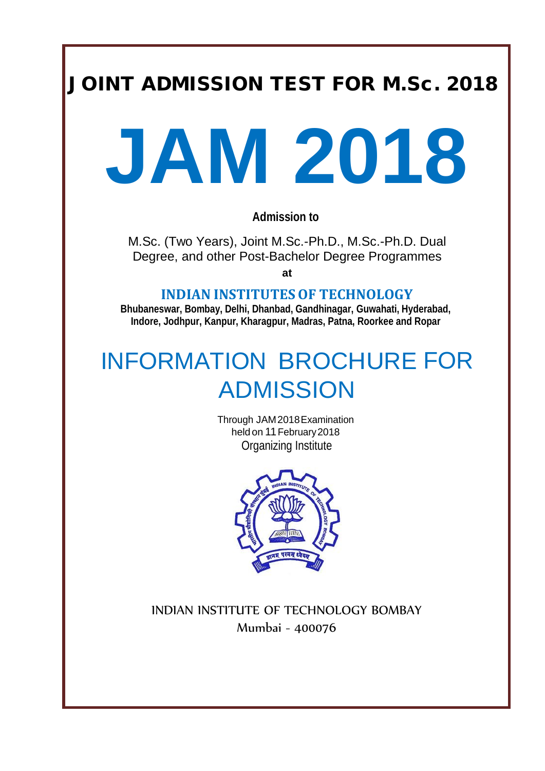# JOINT ADMISSION TEST FOR M.Sc. 2018

# JAM 2018

**Admission to**

M.Sc. (Two Years), Joint M.Sc.-Ph.D., M.Sc.-Ph.D. Dual Degree, and other Post-Bachelor Degree Programmes

**at**

## INDIAN INSTITUTES OF TECHNOLOGY

**Bhubaneswar, Bombay, Delhi, Dhanbad, Gandhinagar, Guwahati, Hyderabad, Indore, Jodhpur, Kanpur, Kharagpur, Madras, Patna, Roorkee and Ropar**

# INFORMATION BROCHURE FOR ADMISSION

Through JAM 2018 Examination held on 11 February 2018

Organizing Institute

INDIAN INSTITUTE OF TECHNOLOGY BOMBAY

Mumbai - 400076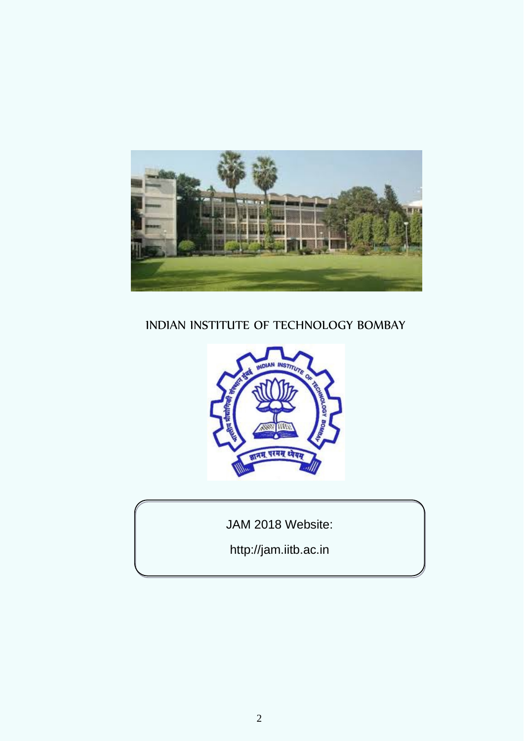INDIAN INSTITUTE OF TECHNOLOGY BOMBAY

JAM 2018 Website:

http://jam.iitb.ac.in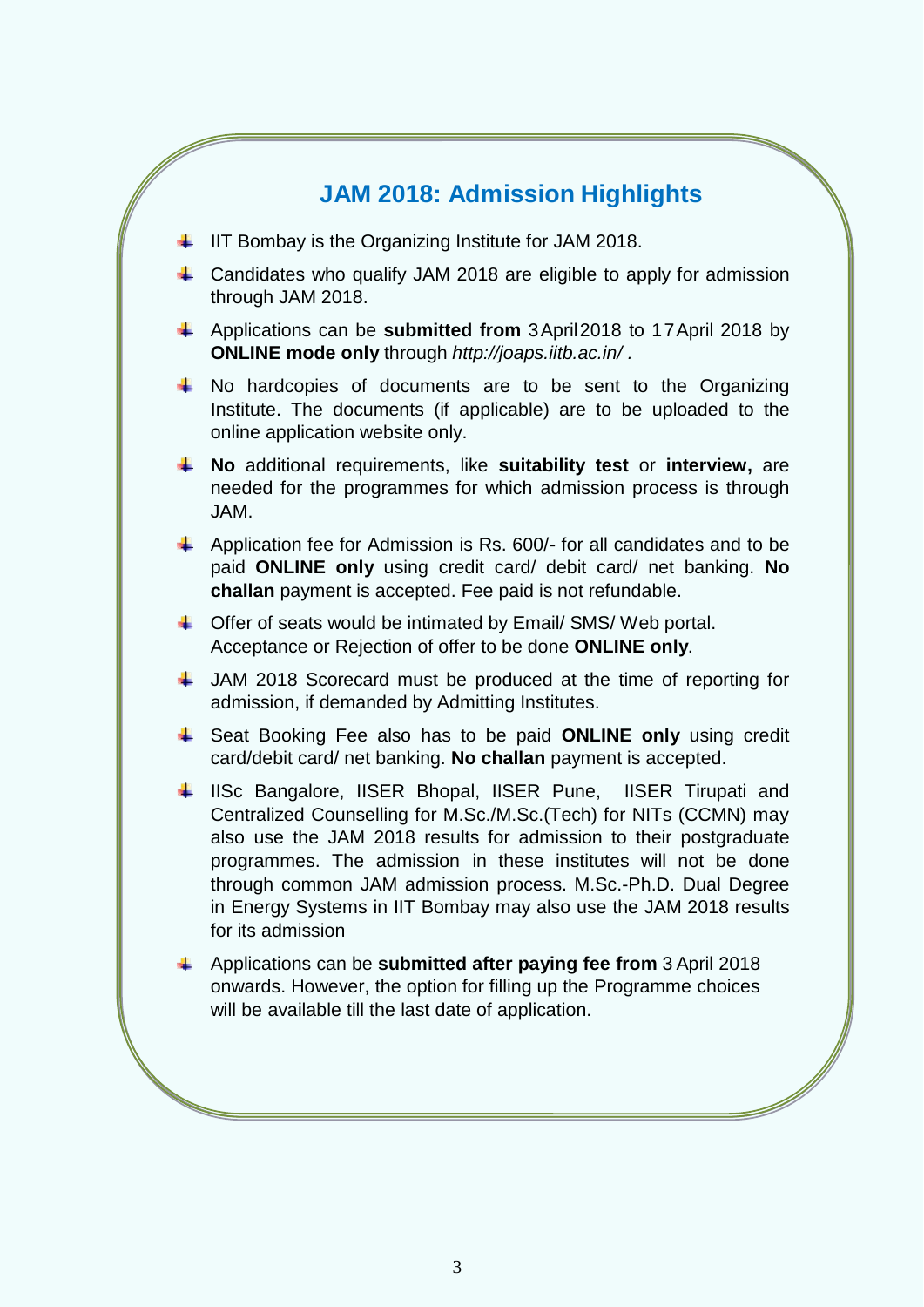## JAM 2018: Admission Highlights

- IIT Bombay is the Organizing Institute for JAM 2018.
- Candidates who qualify JAM 2018 are eligible to apply for admission through JAM 2018.
- Applications can be **submitted from** 3 April 2018 to 17 April 2018 by **ONLINE mode only** through *http://joaps.iitb.ac.in/* .
- No hardcopies of documents are to be sent to the Organizing Institute. The documents (if applicable) are to be uploaded to the online application website only.
- **No** additional requirements, like **suitability test** or **interview,** are needed for the programmes for which admission process is through JAM.
- Application fee for Admission is Rs. 600/- for all candidates and to be paid **ONLINE only** using credit card/ debit card/ net banking. **No challan** payment is accepted. Fee paid is not refundable.
- Offer of seats would be intimated by Email/ SMS/ Web portal. Acceptance or Rejection of offer to be done **ONLINE only**.
- JAM 2018 Scorecard must be produced at the time of reporting for admission, if demanded by Admitting Institutes.
- Seat Booking Fee also has to be paid **ONLINE only** using credit card/debit card/ net banking. **No challan** payment is accepted.
- IISc Bangalore, IISER Bhopal, IISER Pune, IISER Tirupati and Centralized Counselling for M.Sc./M.Sc.(Tech) for NITs (CCMN) may also use the JAM 2018 results for admission to their postgraduate programmes. The admission in these institutes will not be done through common JAM admission process. M.Sc.-Ph.D. Dual Degree in Energy Systems in IIT Bombay may also use the JAM 2018 results for its admission
- Applications can be **submitted after paying fee from** 3 April 2018 onwards. However, the option for filling up the Programme choices will be available till the last date of application.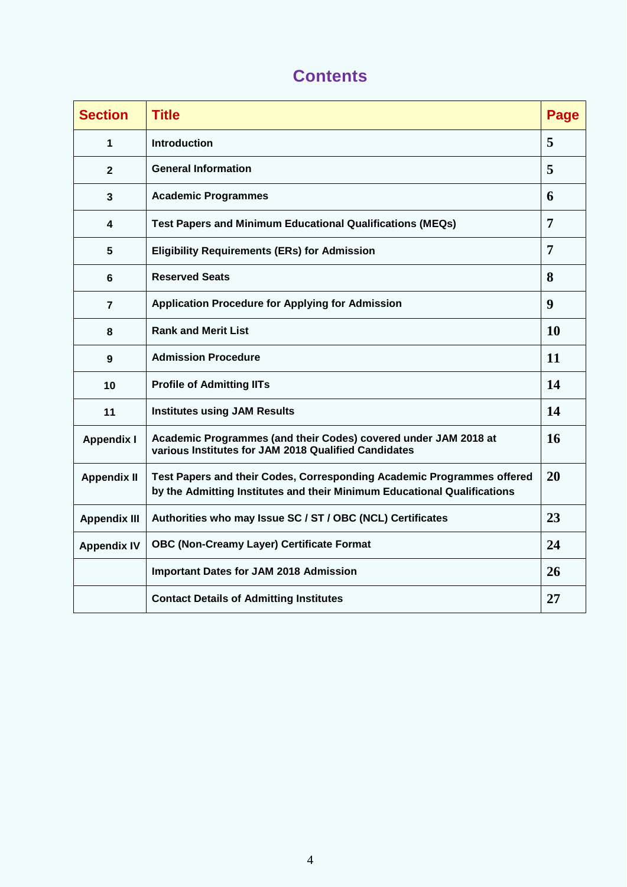# Contents

| Section | Title | Page |
|---|---|---|
| 1 | Introduction | 5 |
| 2 | General Information | 5 |
| 3 | Academic Programmes | 6 |
| 4 | Test Papers and Minimum Educational Qualifications (MEQs) | 7 |
| 5 | Eligibility Requirements (ERs) for Admission | 7 |
| 6 | Reserved Seats | 8 |
| 7 | Application Procedure for Applying for Admission | 9 |
| 8 | Rank and Merit List | 10 |
| 9 | Admission Procedure | 11 |
| 10 | Profile of Admitting IITs | 14 |
| 11 | Institutes using JAM Results | 14 |
| Appendix I | Academic Programmes (and their Codes) covered under JAM 2018 at various Institutes for JAM 2018 Qualified Candidates | 16 |
| Appendix II | Test Papers and their Codes, Corresponding Academic Programmes offered by the Admitting Institutes and their Minimum Educational Qualifications | 20 |
| Appendix III | Authorities who may Issue SC / ST / OBC (NCL) Certificates | 23 |
| Appendix IV | OBC (Non-Creamy Layer) Certificate Format | 24 |
| | Important Dates for JAM 2018 Admission | 26 |
| | Contact Details of Admitting Institutes | 27 |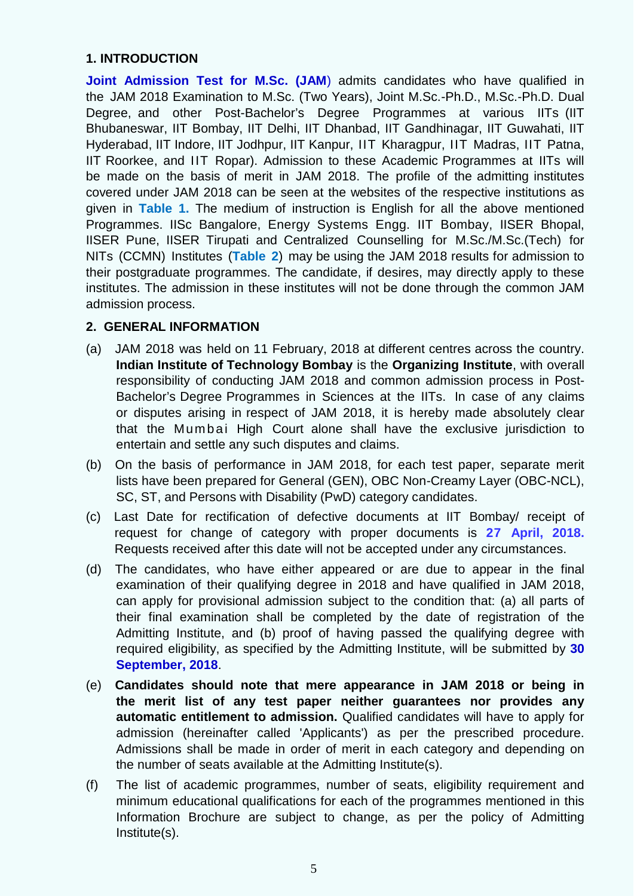## 1. INTRODUCTION

**Joint Admission Test for M.Sc. (JAM)** admits candidates who have qualified in the JAM 2018 Examination to M.Sc. (Two Years), Joint M.Sc.-Ph.D., M.Sc.-Ph.D. Dual Degree, and other Post-Bachelor's Degree Programmes at various IITs (IIT Bhubaneswar, IIT Bombay, IIT Delhi, IIT Dhanbad, IIT Gandhinagar, IIT Guwahati, IIT Hyderabad, IIT Indore, IIT Jodhpur, IIT Kanpur, IIT Kharagpur, IIT Madras, IIT Patna, IIT Roorkee, and IIT Ropar). Admission to these Academic Programmes at IITs will be made on the basis of merit in JAM 2018. The profile of the admitting institutes covered under JAM 2018 can be seen at the websites of the respective institutions as given in **Table 1.** The medium of instruction is English for all the above mentioned Programmes. IISc Bangalore, Energy Systems Engg. IIT Bombay, IISER Bhopal, IISER Pune, IISER Tirupati and Centralized Counselling for M.Sc./M.Sc.(Tech) for NITs (CCMN) Institutes (**Table 2**) may be using the JAM 2018 results for admission to their postgraduate programmes. The candidate, if desires, may directly apply to these institutes. The admission in these institutes will not be done through the common JAM admission process.

## 2. GENERAL INFORMATION

(a) JAM 2018 was held on 11 February, 2018 at different centres across the country. **Indian Institute of Technology Bombay** is the **Organizing Institute**, with overall responsibility of conducting JAM 2018 and common admission process in Post-Bachelor's Degree Programmes in Sciences at the IITs. In case of any claims or disputes arising in respect of JAM 2018, it is hereby made absolutely clear that the Mumbai High Court alone shall have the exclusive jurisdiction to entertain and settle any such disputes and claims.

(b) On the basis of performance in JAM 2018, for each test paper, separate merit lists have been prepared for General (GEN), OBC Non-Creamy Layer (OBC-NCL), SC, ST, and Persons with Disability (PwD) category candidates.

(c) Last Date for rectification of defective documents at IIT Bombay/ receipt of request for change of category with proper documents is **27 April, 2018.** Requests received after this date will not be accepted under any circumstances.

(d) The candidates, who have either appeared or are due to appear in the final examination of their qualifying degree in 2018 and have qualified in JAM 2018, can apply for provisional admission subject to the condition that: (a) all parts of their final examination shall be completed by the date of registration of the Admitting Institute, and (b) proof of having passed the qualifying degree with required eligibility, as specified by the Admitting Institute, will be submitted by **30 September, 2018**.

(e) **Candidates should note that mere appearance in JAM 2018 or being in the merit list of any test paper neither guarantees nor provides any automatic entitlement to admission.** Qualified candidates will have to apply for admission (hereinafter called 'Applicants') as per the prescribed procedure. Admissions shall be made in order of merit in each category and depending on the number of seats available at the Admitting Institute(s).

(f) The list of academic programmes, number of seats, eligibility requirement and minimum educational qualifications for each of the programmes mentioned in this Information Brochure are subject to change, as per the policy of Admitting Institute(s).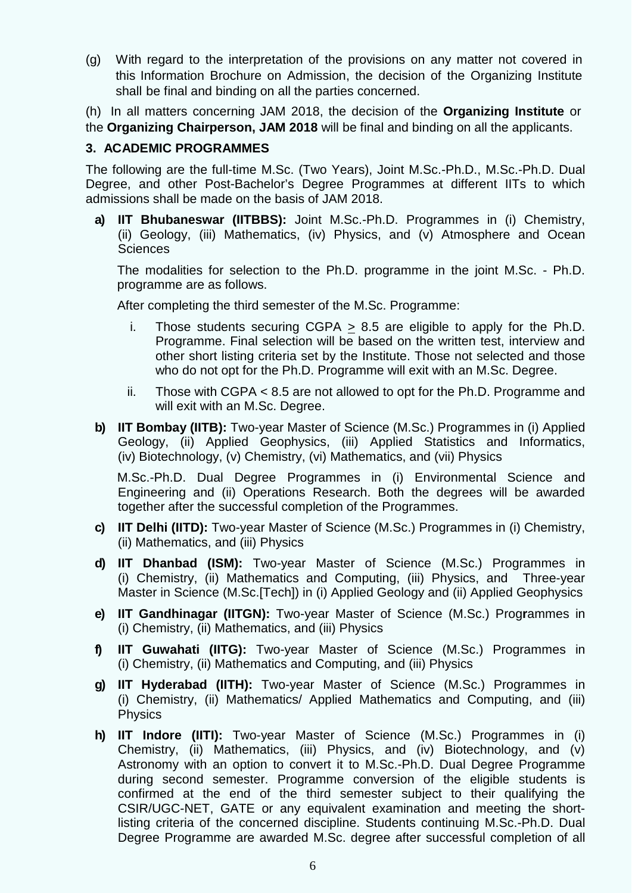(g) With regard to the interpretation of the provisions on any matter not covered in this Information Brochure on Admission, the decision of the Organizing Institute shall be final and binding on all the parties concerned.

(h) In all matters concerning JAM 2018, the decision of the **Organizing Institute** or the **Organizing Chairperson, JAM 2018** will be final and binding on all the applicants.

## 3. ACADEMIC PROGRAMMES

The following are the full-time M.Sc. (Two Years), Joint M.Sc.-Ph.D., M.Sc.-Ph.D. Dual Degree, and other Post-Bachelor's Degree Programmes at different IITs to which admissions shall be made on the basis of JAM 2018.

**a) IIT Bhubaneswar (IITBBS):** Joint M.Sc.-Ph.D. Programmes in (i) Chemistry, (ii) Geology, (iii) Mathematics, (iv) Physics, and (v) Atmosphere and Ocean Sciences

The modalities for selection to the Ph.D. programme in the joint M.Sc. - Ph.D. programme are as follows.

After completing the third semester of the M.Sc. Programme:

i. Those students securing CGPA $\geq$ 8.5 are eligible to apply for the Ph.D. Programme. Final selection will be based on the written test, interview and other short listing criteria set by the Institute. Those not selected and those who do not opt for the Ph.D. Programme will exit with an M.Sc. Degree.

ii. Those with CGPA < 8.5 are not allowed to opt for the Ph.D. Programme and will exit with an M.Sc. Degree.

**b) IIT Bombay (IITB):** Two-year Master of Science (M.Sc.) Programmes in (i) Applied Geology, (ii) Applied Geophysics, (iii) Applied Statistics and Informatics, (iv) Biotechnology, (v) Chemistry, (vi) Mathematics, and (vii) Physics

M.Sc.-Ph.D. Dual Degree Programmes in (i) Environmental Science and Engineering and (ii) Operations Research. Both the degrees will be awarded together after the successful completion of the Programmes.

**c) IIT Delhi (IITD):** Two-year Master of Science (M.Sc.) Programmes in (i) Chemistry, (ii) Mathematics, and (iii) Physics

**d) IIT Dhanbad (ISM):** Two-year Master of Science (M.Sc.) Programmes in (i) Chemistry, (ii) Mathematics and Computing, (iii) Physics, and Three-year Master in Science (M.Sc.[Tech]) in (i) Applied Geology and (ii) Applied Geophysics

**e) IIT Gandhinagar (IITGN):** Two-year Master of Science (M.Sc.) Programmes in (i) Chemistry, (ii) Mathematics, and (iii) Physics

**f) IIT Guwahati (IITG):** Two-year Master of Science (M.Sc.) Programmes in (i) Chemistry, (ii) Mathematics and Computing, and (iii) Physics

**g) IIT Hyderabad (IITH):** Two-year Master of Science (M.Sc.) Programmes in (i) Chemistry, (ii) Mathematics/ Applied Mathematics and Computing, and (iii) Physics

**h) IIT Indore (IITI):** Two-year Master of Science (M.Sc.) Programmes in (i) Chemistry, (ii) Mathematics, (iii) Physics, and (iv) Biotechnology, and (v) Astronomy with an option to convert it to M.Sc.-Ph.D. Dual Degree Programme during second semester. Programme conversion of the eligible students is confirmed at the end of the third semester subject to their qualifying the CSIR/UGC-NET, GATE or any equivalent examination and meeting the short-listing criteria of the concerned discipline. Students continuing M.Sc.-Ph.D. Dual Degree Programme are awarded M.Sc. degree after successful completion of all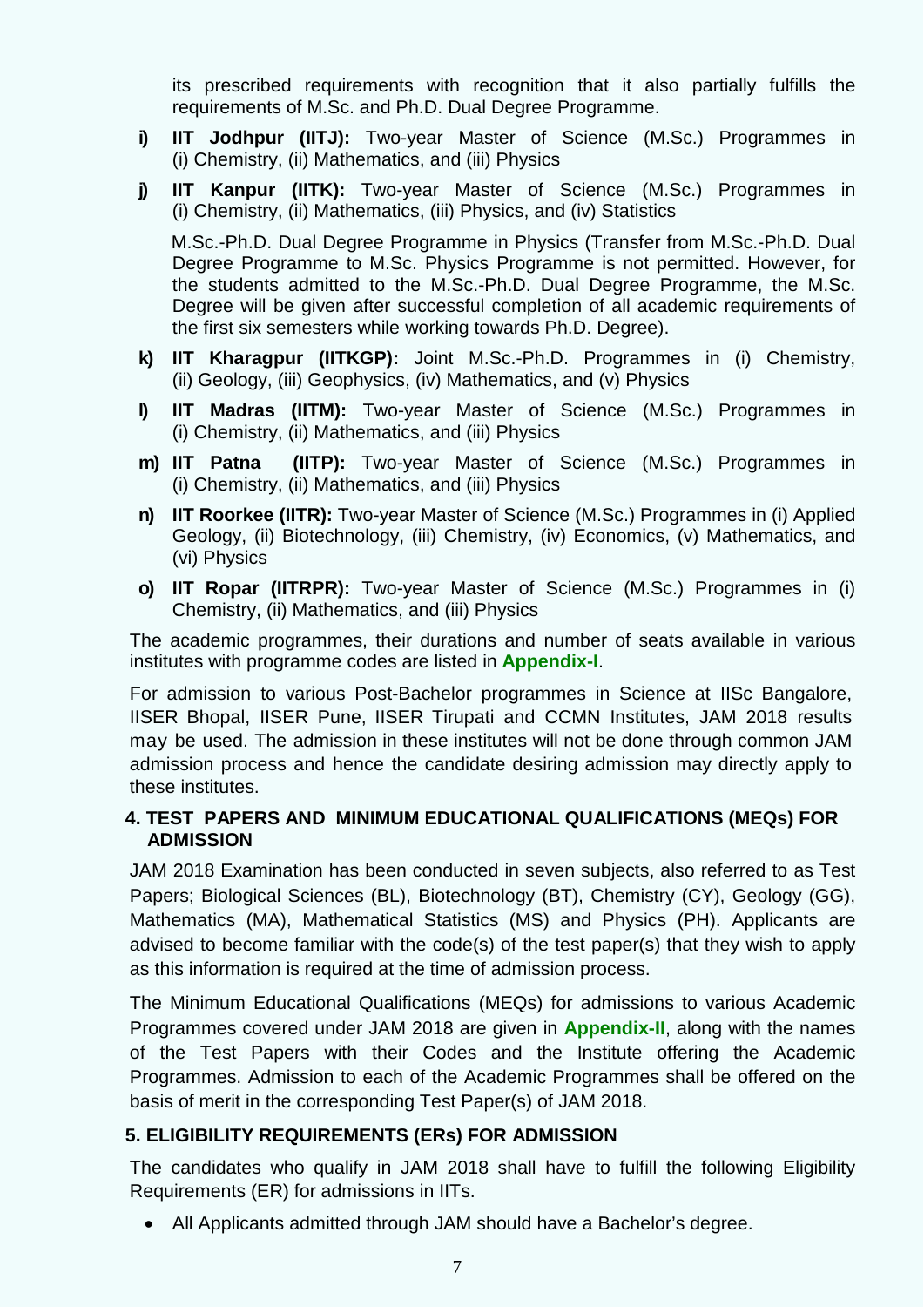its prescribed requirements with recognition that it also partially fulfills the requirements of M.Sc. and Ph.D. Dual Degree Programme.

- **i) IIT Jodhpur (IITJ):** Two-year Master of Science (M.Sc.) Programmes in (i) Chemistry, (ii) Mathematics, and (iii) Physics

- **j) IIT Kanpur (IITK):** Two-year Master of Science (M.Sc.) Programmes in (i) Chemistry, (ii) Mathematics, (iii) Physics, and (iv) Statistics

  M.Sc.-Ph.D. Dual Degree Programme in Physics (Transfer from M.Sc.-Ph.D. Dual Degree Programme to M.Sc. Physics Programme is not permitted. However, for the students admitted to the M.Sc.-Ph.D. Dual Degree Programme, the M.Sc. Degree will be given after successful completion of all academic requirements of the first six semesters while working towards Ph.D. Degree).

- **k) IIT Kharagpur (IITKGP):** Joint M.Sc.-Ph.D. Programmes in (i) Chemistry, (ii) Geology, (iii) Geophysics, (iv) Mathematics, and (v) Physics

- **l) IIT Madras (IITM):** Two-year Master of Science (M.Sc.) Programmes in (i) Chemistry, (ii) Mathematics, and (iii) Physics

- **m) IIT Patna (IITP):** Two-year Master of Science (M.Sc.) Programmes in (i) Chemistry, (ii) Mathematics, and (iii) Physics

- **n) IIT Roorkee (IITR):** Two-year Master of Science (M.Sc.) Programmes in (i) Applied Geology, (ii) Biotechnology, (iii) Chemistry, (iv) Economics, (v) Mathematics, and (vi) Physics

- **o) IIT Ropar (IITRPR):** Two-year Master of Science (M.Sc.) Programmes in (i) Chemistry, (ii) Mathematics, and (iii) Physics

The academic programmes, their durations and number of seats available in various institutes with programme codes are listed in **Appendix-I**.

For admission to various Post-Bachelor programmes in Science at IISc Bangalore, IISER Bhopal, IISER Pune, IISER Tirupati and CCMN Institutes, JAM 2018 results may be used. The admission in these institutes will not be done through common JAM admission process and hence the candidate desiring admission may directly apply to these institutes.

## 4. TEST PAPERS AND MINIMUM EDUCATIONAL QUALIFICATIONS (MEQs) FOR ADMISSION

JAM 2018 Examination has been conducted in seven subjects, also referred to as Test Papers; Biological Sciences (BL), Biotechnology (BT), Chemistry (CY), Geology (GG), Mathematics (MA), Mathematical Statistics (MS) and Physics (PH). Applicants are advised to become familiar with the code(s) of the test paper(s) that they wish to apply as this information is required at the time of admission process.

The Minimum Educational Qualifications (MEQs) for admissions to various Academic Programmes covered under JAM 2018 are given in **Appendix-II**, along with the names of the Test Papers with their Codes and the Institute offering the Academic Programmes. Admission to each of the Academic Programmes shall be offered on the basis of merit in the corresponding Test Paper(s) of JAM 2018.

## 5. ELIGIBILITY REQUIREMENTS (ERs) FOR ADMISSION

The candidates who qualify in JAM 2018 shall have to fulfill the following Eligibility Requirements (ER) for admissions in IITs.

- All Applicants admitted through JAM should have a Bachelor's degree.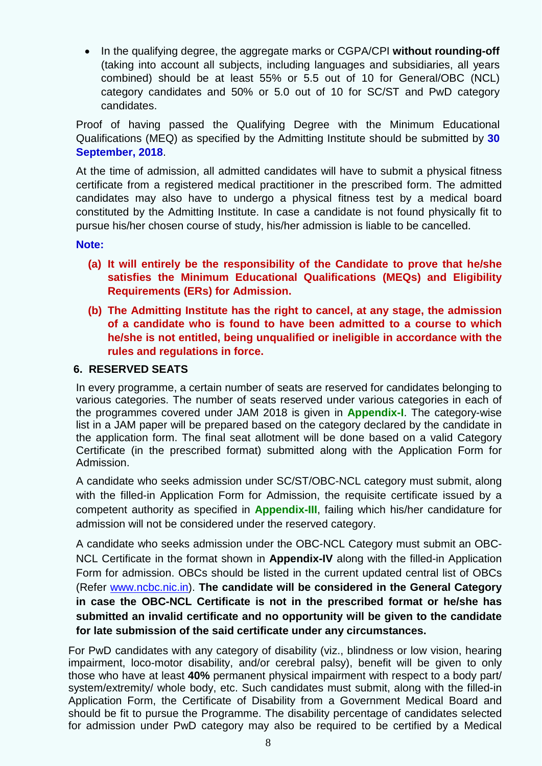- In the qualifying degree, the aggregate marks or CGPA/CPI **without rounding-off** (taking into account all subjects, including languages and subsidiaries, all years combined) should be at least 55% or 5.5 out of 10 for General/OBC (NCL) category candidates and 50% or 5.0 out of 10 for SC/ST and PwD category candidates.

Proof of having passed the Qualifying Degree with the Minimum Educational Qualifications (MEQ) as specified by the Admitting Institute should be submitted by **30 September, 2018**.

At the time of admission, all admitted candidates will have to submit a physical fitness certificate from a registered medical practitioner in the prescribed form. The admitted candidates may also have to undergo a physical fitness test by a medical board constituted by the Admitting Institute. In case a candidate is not found physically fit to pursue his/her chosen course of study, his/her admission is liable to be cancelled.

**Note:**

**(a) It will entirely be the responsibility of the Candidate to prove that he/she satisfies the Minimum Educational Qualifications (MEQs) and Eligibility Requirements (ERs) for Admission.**

**(b) The Admitting Institute has the right to cancel, at any stage, the admission of a candidate who is found to have been admitted to a course to which he/she is not entitled, being unqualified or ineligible in accordance with the rules and regulations in force.**

## 6. RESERVED SEATS

In every programme, a certain number of seats are reserved for candidates belonging to various categories. The number of seats reserved under various categories in each of the programmes covered under JAM 2018 is given in **Appendix-I**. The category-wise list in a JAM paper will be prepared based on the category declared by the candidate in the application form. The final seat allotment will be done based on a valid Category Certificate (in the prescribed format) submitted along with the Application Form for Admission.

A candidate who seeks admission under SC/ST/OBC-NCL category must submit, along with the filled-in Application Form for Admission, the requisite certificate issued by a competent authority as specified in **Appendix-III**, failing which his/her candidature for admission will not be considered under the reserved category.

A candidate who seeks admission under the OBC-NCL Category must submit an OBC-NCL Certificate in the format shown in **Appendix-IV** along with the filled-in Application Form for admission. OBCs should be listed in the current updated central list of OBCs (Refer www.ncbc.nic.in). **The candidate will be considered in the General Category in case the OBC-NCL Certificate is not in the prescribed format or he/she has submitted an invalid certificate and no opportunity will be given to the candidate for late submission of the said certificate under any circumstances.**

For PwD candidates with any category of disability (viz., blindness or low vision, hearing impairment, loco-motor disability, and/or cerebral palsy), benefit will be given to only those who have at least **40%** permanent physical impairment with respect to a body part/ system/extremity/ whole body, etc. Such candidates must submit, along with the filled-in Application Form, the Certificate of Disability from a Government Medical Board and should be fit to pursue the Programme. The disability percentage of candidates selected for admission under PwD category may also be required to be certified by a Medical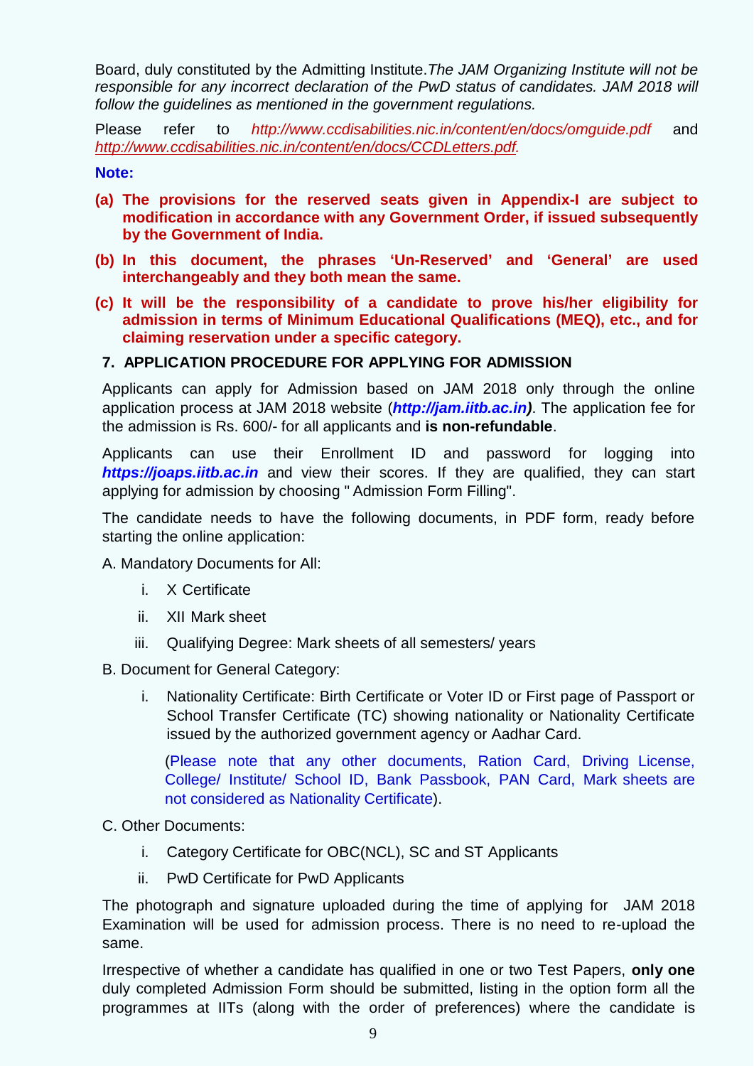Board, duly constituted by the Admitting Institute.*The JAM Organizing Institute will not be responsible for any incorrect declaration of the PwD status of candidates. JAM 2018 will follow the guidelines as mentioned in the government regulations.*

Please refer to *http://www.ccdisabilities.nic.in/content/en/docs/omguide.pdf* and *http://www.ccdisabilities.nic.in/content/en/docs/CCDLetters.pdf.*

**Note:**

**(a) The provisions for the reserved seats given in Appendix-I are subject to modification in accordance with any Government Order, if issued subsequently by the Government of India.**

**(b) In this document, the phrases 'Un-Reserved' and 'General' are used interchangeably and they both mean the same.**

**(c) It will be the responsibility of a candidate to prove his/her eligibility for admission in terms of Minimum Educational Qualifications (MEQ), etc., and for claiming reservation under a specific category.**

## 7. APPLICATION PROCEDURE FOR APPLYING FOR ADMISSION

Applicants can apply for Admission based on JAM 2018 only through the online application process at JAM 2018 website (***http://jam.iitb.ac.in)***. The application fee for the admission is Rs. 600/- for all applicants and **is non-refundable**.

Applicants can use their Enrollment ID and password for logging into ***https://joaps.iitb.ac.in*** and view their scores. If they are qualified, they can start applying for admission by choosing " Admission Form Filling".

The candidate needs to have the following documents, in PDF form, ready before starting the online application:

A. Mandatory Documents for All:

i. X Certificate

ii. XII Mark sheet

iii. Qualifying Degree: Mark sheets of all semesters/ years

B. Document for General Category:

i. Nationality Certificate: Birth Certificate or Voter ID or First page of Passport or School Transfer Certificate (TC) showing nationality or Nationality Certificate issued by the authorized government agency or Aadhar Card.

(Please note that any other documents, Ration Card, Driving License, College/ Institute/ School ID, Bank Passbook, PAN Card, Mark sheets are not considered as Nationality Certificate).

C. Other Documents:

i. Category Certificate for OBC(NCL), SC and ST Applicants

ii. PwD Certificate for PwD Applicants

The photograph and signature uploaded during the time of applying for JAM 2018 Examination will be used for admission process. There is no need to re-upload the same.

Irrespective of whether a candidate has qualified in one or two Test Papers, **only one** duly completed Admission Form should be submitted, listing in the option form all the programmes at IITs (along with the order of preferences) where the candidate is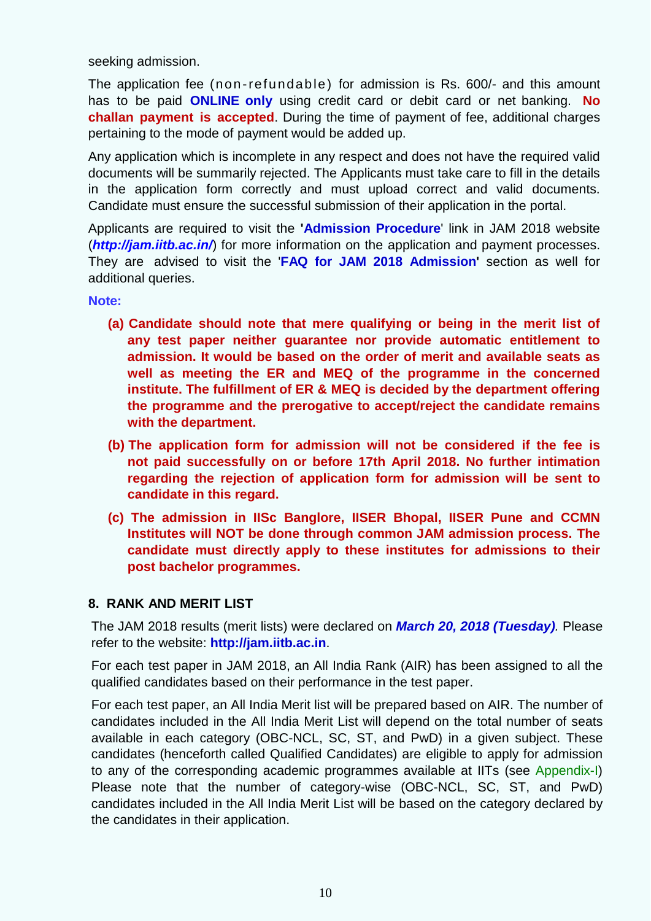seeking admission.

The application fee (non-refundable) for admission is Rs. 600/- and this amount has to be paid **ONLINE only** using credit card or debit card or net banking. **No challan payment is accepted**. During the time of payment of fee, additional charges pertaining to the mode of payment would be added up.

Any application which is incomplete in any respect and does not have the required valid documents will be summarily rejected. The Applicants must take care to fill in the details in the application form correctly and must upload correct and valid documents. Candidate must ensure the successful submission of their application in the portal.

Applicants are required to visit the '**Admission Procedure**' link in JAM 2018 website (***http://jam.iitb.ac.in/***) for more information on the application and payment processes. They are advised to visit the '**FAQ for JAM 2018 Admission**' section as well for additional queries.

**Note:**

- **(a) Candidate should note that mere qualifying or being in the merit list of any test paper neither guarantee nor provide automatic entitlement to admission. It would be based on the order of merit and available seats as well as meeting the ER and MEQ of the programme in the concerned institute. The fulfillment of ER & MEQ is decided by the department offering the programme and the prerogative to accept/reject the candidate remains with the department.**
- **(b) The application form for admission will not be considered if the fee is not paid successfully on or before 17th April 2018. No further intimation regarding the rejection of application form for admission will be sent to candidate in this regard.**
- **(c) The admission in IISc Banglore, IISER Bhopal, IISER Pune and CCMN Institutes will NOT be done through common JAM admission process. The candidate must directly apply to these institutes for admissions to their post bachelor programmes.**

## 8. RANK AND MERIT LIST

The JAM 2018 results (merit lists) were declared on ***March 20, 2018 (Tuesday)***. Please refer to the website: **http://jam.iitb.ac.in**.

For each test paper in JAM 2018, an All India Rank (AIR) has been assigned to all the qualified candidates based on their performance in the test paper.

For each test paper, an All India Merit list will be prepared based on AIR. The number of candidates included in the All India Merit List will depend on the total number of seats available in each category (OBC-NCL, SC, ST, and PwD) in a given subject. These candidates (henceforth called Qualified Candidates) are eligible to apply for admission to any of the corresponding academic programmes available at IITs (see Appendix-I) Please note that the number of category-wise (OBC-NCL, SC, ST, and PwD) candidates included in the All India Merit List will be based on the category declared by the candidates in their application.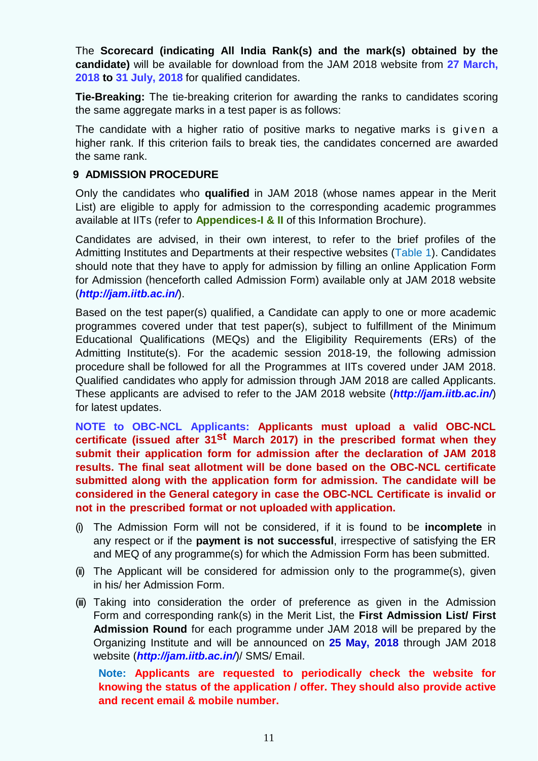The **Scorecard (indicating All India Rank(s) and the mark(s) obtained by the candidate)** will be available for download from the JAM 2018 website from **27 March, 2018 to 31 July, 2018** for qualified candidates.

**Tie-Breaking:** The tie-breaking criterion for awarding the ranks to candidates scoring the same aggregate marks in a test paper is as follows:

The candidate with a higher ratio of positive marks to negative marks is given a higher rank. If this criterion fails to break ties, the candidates concerned are awarded the same rank.

## 9 ADMISSION PROCEDURE

Only the candidates who **qualified** in JAM 2018 (whose names appear in the Merit List) are eligible to apply for admission to the corresponding academic programmes available at IITs (refer to **Appendices-I & II** of this Information Brochure).

Candidates are advised, in their own interest, to refer to the brief profiles of the Admitting Institutes and Departments at their respective websites (Table 1). Candidates should note that they have to apply for admission by filling an online Application Form for Admission (henceforth called Admission Form) available only at JAM 2018 website (***http://jam.iitb.ac.in/***).

Based on the test paper(s) qualified, a Candidate can apply to one or more academic programmes covered under that test paper(s), subject to fulfillment of the Minimum Educational Qualifications (MEQs) and the Eligibility Requirements (ERs) of the Admitting Institute(s). For the academic session 2018-19, the following admission procedure shall be followed for all the Programmes at IITs covered under JAM 2018. Qualified candidates who apply for admission through JAM 2018 are called Applicants. These applicants are advised to refer to the JAM 2018 website (***http://jam.iitb.ac.in/***) for latest updates.

**NOTE to OBC-NCL Applicants: Applicants must upload a valid OBC-NCL certificate (issued after 31st March 2017) in the prescribed format when they submit their application form for admission after the declaration of JAM 2018 results. The final seat allotment will be done based on the OBC-NCL certificate submitted along with the application form for admission. The candidate will be considered in the General category in case the OBC-NCL Certificate is invalid or not in the prescribed format or not uploaded with application.**

(i) The Admission Form will not be considered, if it is found to be **incomplete** in any respect or if the **payment is not successful**, irrespective of satisfying the ER and MEQ of any programme(s) for which the Admission Form has been submitted.

(ii) The Applicant will be considered for admission only to the programme(s), given in his/ her Admission Form.

(iii) Taking into consideration the order of preference as given in the Admission Form and corresponding rank(s) in the Merit List, the **First Admission List/ First Admission Round** for each programme under JAM 2018 will be prepared by the Organizing Institute and will be announced on **25 May, 2018** through JAM 2018 website (***http://jam.iitb.ac.in/***)/ SMS/ Email.

**Note: Applicants are requested to periodically check the website for knowing the status of the application / offer. They should also provide active and recent email & mobile number.**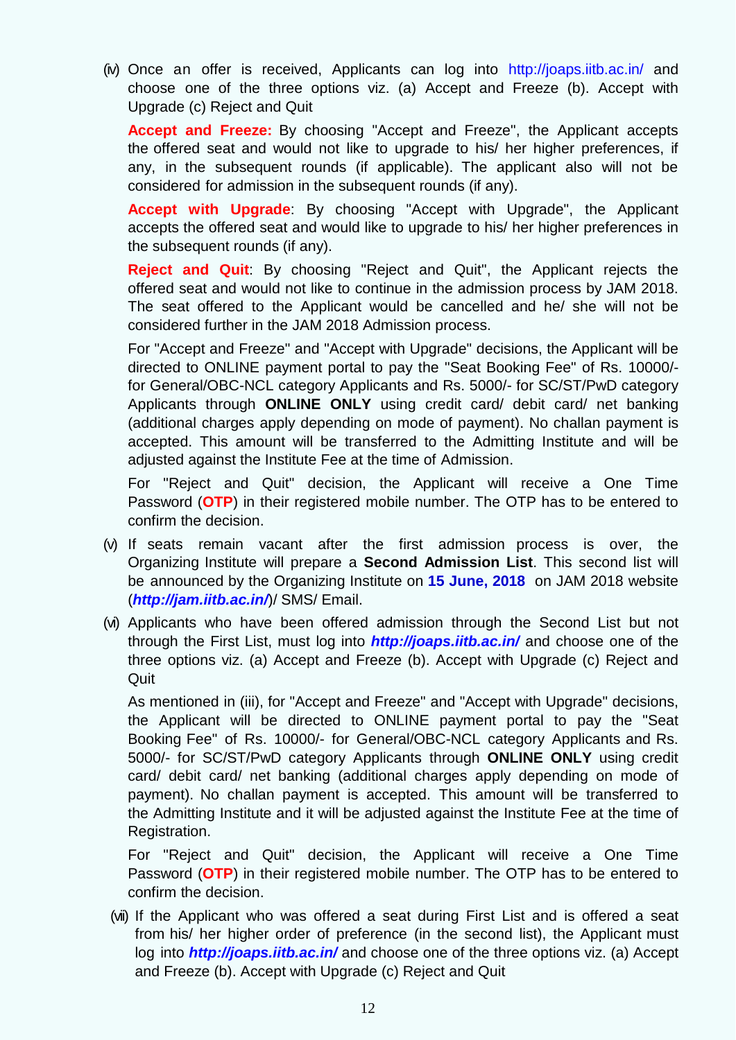(iv) Once an offer is received, Applicants can log into http://joaps.iitb.ac.in/ and choose one of the three options viz. (a) Accept and Freeze (b). Accept with Upgrade (c) Reject and Quit

**Accept and Freeze:** By choosing "Accept and Freeze", the Applicant accepts the offered seat and would not like to upgrade to his/ her higher preferences, if any, in the subsequent rounds (if applicable). The applicant also will not be considered for admission in the subsequent rounds (if any).

**Accept with Upgrade**: By choosing "Accept with Upgrade", the Applicant accepts the offered seat and would like to upgrade to his/ her higher preferences in the subsequent rounds (if any).

**Reject and Quit**: By choosing "Reject and Quit", the Applicant rejects the offered seat and would not like to continue in the admission process by JAM 2018. The seat offered to the Applicant would be cancelled and he/ she will not be considered further in the JAM 2018 Admission process.

For "Accept and Freeze" and "Accept with Upgrade" decisions, the Applicant will be directed to ONLINE payment portal to pay the "Seat Booking Fee" of Rs. 10000/- for General/OBC-NCL category Applicants and Rs. 5000/- for SC/ST/PwD category Applicants through **ONLINE ONLY** using credit card/ debit card/ net banking (additional charges apply depending on mode of payment). No challan payment is accepted. This amount will be transferred to the Admitting Institute and will be adjusted against the Institute Fee at the time of Admission.

For "Reject and Quit" decision, the Applicant will receive a One Time Password (**OTP**) in their registered mobile number. The OTP has to be entered to confirm the decision.

(v) If seats remain vacant after the first admission process is over, the Organizing Institute will prepare a **Second Admission List**. This second list will be announced by the Organizing Institute on **15 June, 2018** on JAM 2018 website (***http://jam.iitb.ac.in/***)/ SMS/ Email.

(vi) Applicants who have been offered admission through the Second List but not through the First List, must log into ***http://joaps.iitb.ac.in/*** and choose one of the three options viz. (a) Accept and Freeze (b). Accept with Upgrade (c) Reject and Quit

As mentioned in (iii), for "Accept and Freeze" and "Accept with Upgrade" decisions, the Applicant will be directed to ONLINE payment portal to pay the "Seat Booking Fee" of Rs. 10000/- for General/OBC-NCL category Applicants and Rs. 5000/- for SC/ST/PwD category Applicants through **ONLINE ONLY** using credit card/ debit card/ net banking (additional charges apply depending on mode of payment). No challan payment is accepted. This amount will be transferred to the Admitting Institute and it will be adjusted against the Institute Fee at the time of Registration.

For "Reject and Quit" decision, the Applicant will receive a One Time Password (**OTP**) in their registered mobile number. The OTP has to be entered to confirm the decision.

(vii) If the Applicant who was offered a seat during First List and is offered a seat from his/ her higher order of preference (in the second list), the Applicant must log into ***http://joaps.iitb.ac.in/*** and choose one of the three options viz. (a) Accept and Freeze (b). Accept with Upgrade (c) Reject and Quit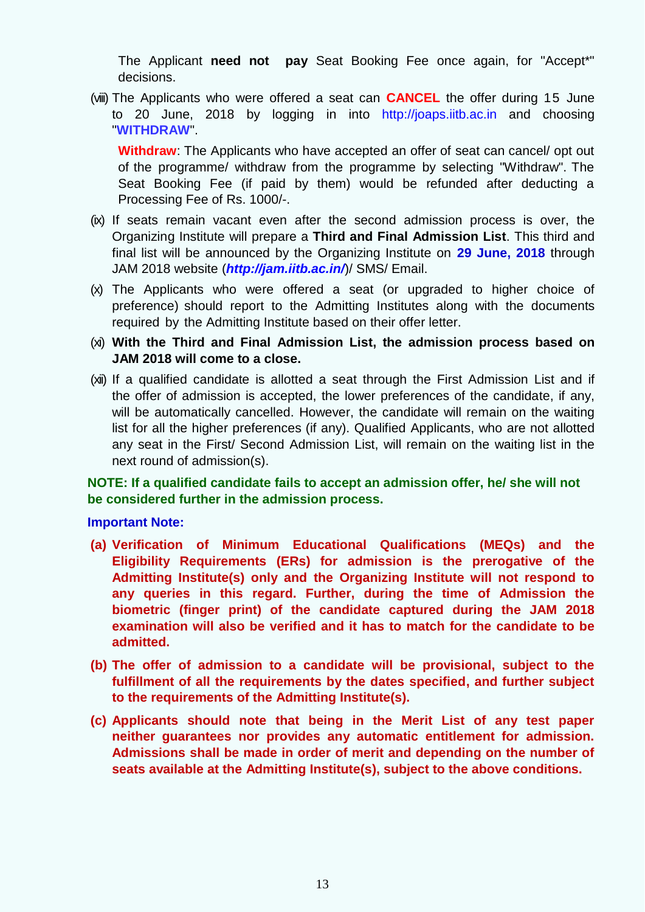The Applicant **need not pay** Seat Booking Fee once again, for "Accept*" decisions.

(viii) The Applicants who were offered a seat can **CANCEL** the offer during 15 June to 20 June, 2018 by logging in into http://joaps.iitb.ac.in and choosing "**WITHDRAW**".

**Withdraw**: The Applicants who have accepted an offer of seat can cancel/ opt out of the programme/ withdraw from the programme by selecting "Withdraw". The Seat Booking Fee (if paid by them) would be refunded after deducting a Processing Fee of Rs. 1000/-.

(ix) If seats remain vacant even after the second admission process is over, the Organizing Institute will prepare a **Third and Final Admission List**. This third and final list will be announced by the Organizing Institute on **29 June, 2018** through JAM 2018 website (***http://jam.iitb.ac.in/***)/ SMS/ Email.

(x) The Applicants who were offered a seat (or upgraded to higher choice of preference) should report to the Admitting Institutes along with the documents required by the Admitting Institute based on their offer letter.

(xi) **With the Third and Final Admission List, the admission process based on JAM 2018 will come to a close.**

(xii) If a qualified candidate is allotted a seat through the First Admission List and if the offer of admission is accepted, the lower preferences of the candidate, if any, will be automatically cancelled. However, the candidate will remain on the waiting list for all the higher preferences (if any). Qualified Applicants, who are not allotted any seat in the First/ Second Admission List, will remain on the waiting list in the next round of admission(s).

**NOTE: If a qualified candidate fails to accept an admission offer, he/ she will not be considered further in the admission process.**

**Important Note:**

**(a) Verification of Minimum Educational Qualifications (MEQs) and the Eligibility Requirements (ERs) for admission is the prerogative of the Admitting Institute(s) only and the Organizing Institute will not respond to any queries in this regard. Further, during the time of Admission the biometric (finger print) of the candidate captured during the JAM 2018 examination will also be verified and it has to match for the candidate to be admitted.**

**(b) The offer of admission to a candidate will be provisional, subject to the fulfillment of all the requirements by the dates specified, and further subject to the requirements of the Admitting Institute(s).**

**(c) Applicants should note that being in the Merit List of any test paper neither guarantees nor provides any automatic entitlement for admission. Admissions shall be made in order of merit and depending on the number of seats available at the Admitting Institute(s), subject to the above conditions.**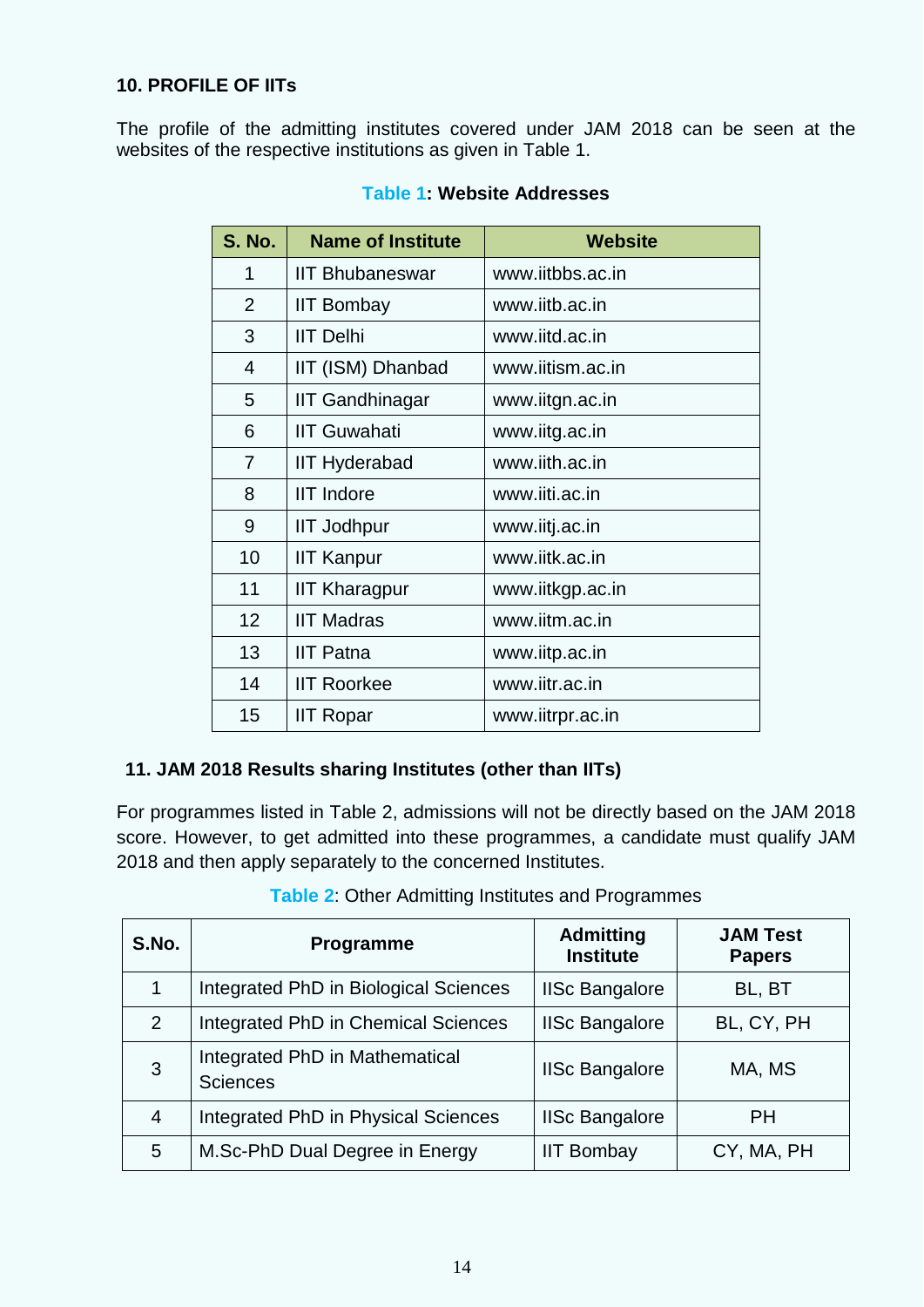## 10. PROFILE OF IITs

The profile of the admitting institutes covered under JAM 2018 can be seen at the websites of the respective institutions as given in Table 1.

**Table 1: Website Addresses**

| S. No. | Name of Institute | Website |
|---|---|---|
| 1 | IIT Bhubaneswar | www.iitbbs.ac.in |
| 2 | IIT Bombay | www.iitb.ac.in |
| 3 | IIT Delhi | www.iitd.ac.in |
| 4 | IIT (ISM) Dhanbad | www.iitism.ac.in |
| 5 | IIT Gandhinagar | www.iitgn.ac.in |
| 6 | IIT Guwahati | www.iitg.ac.in |
| 7 | IIT Hyderabad | www.iith.ac.in |
| 8 | IIT Indore | www.iiti.ac.in |
| 9 | IIT Jodhpur | www.iitj.ac.in |
| 10 | IIT Kanpur | www.iitk.ac.in |
| 11 | IIT Kharagpur | www.iitkgp.ac.in |
| 12 | IIT Madras | www.iitm.ac.in |
| 13 | IIT Patna | www.iitp.ac.in |
| 14 | IIT Roorkee | www.iitr.ac.in |
| 15 | IIT Ropar | www.iitrpr.ac.in |

## 11. JAM 2018 Results sharing Institutes (other than IITs)

For programmes listed in Table 2, admissions will not be directly based on the JAM 2018 score. However, to get admitted into these programmes, a candidate must qualify JAM 2018 and then apply separately to the concerned Institutes.

Table 2: Other Admitting Institutes and Programmes

| S.No. | Programme | Admitting Institute | JAM Test Papers |
|---|---|---|---|
| 1 | Integrated PhD in Biological Sciences | IISc Bangalore | BL, BT |
| 2 | Integrated PhD in Chemical Sciences | IISc Bangalore | BL, CY, PH |
| 3 | Integrated PhD in Mathematical Sciences | IISc Bangalore | MA, MS |
| 4 | Integrated PhD in Physical Sciences | IISc Bangalore | PH |
| 5 | M.Sc-PhD Dual Degree in Energy | IIT Bombay | CY, MA, PH |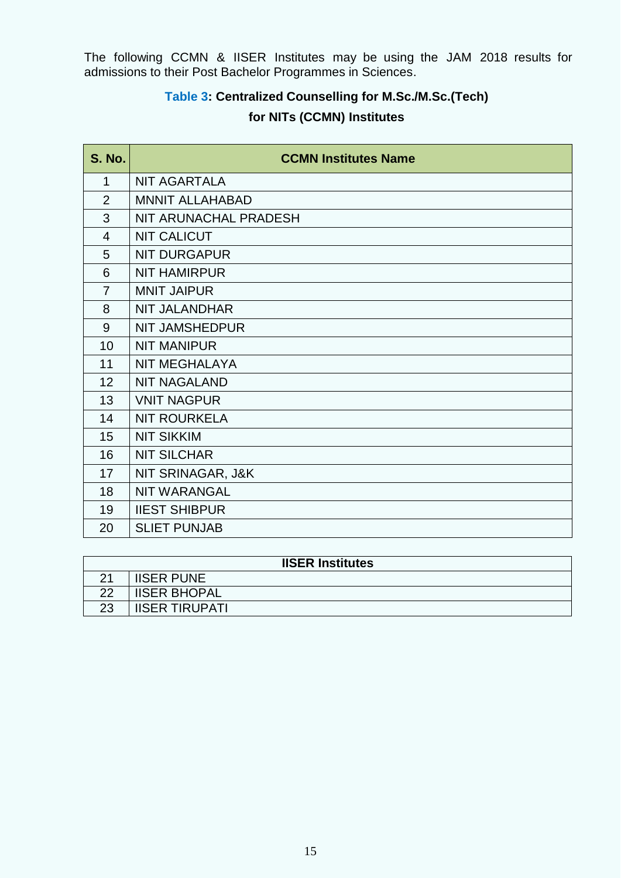The following CCMN & IISER Institutes may be using the JAM 2018 results for admissions to their Post Bachelor Programmes in Sciences.

**Table 3: Centralized Counselling for M.Sc./M.Sc.(Tech) for NITs (CCMN) Institutes**

| S. No. | CCMN Institutes Name |
|---|---|
| 1 | NIT AGARTALA |
| 2 | MNNIT ALLAHABAD |
| 3 | NIT ARUNACHAL PRADESH |
| 4 | NIT CALICUT |
| 5 | NIT DURGAPUR |
| 6 | NIT HAMIRPUR |
| 7 | MNIT JAIPUR |
| 8 | NIT JALANDHAR |
| 9 | NIT JAMSHEDPUR |
| 10 | NIT MANIPUR |
| 11 | NIT MEGHALAYA |
| 12 | NIT NAGALAND |
| 13 | VNIT NAGPUR |
| 14 | NIT ROURKELA |
| 15 | NIT SIKKIM |
| 16 | NIT SILCHAR |
| 17 | NIT SRINAGAR, J&K |
| 18 | NIT WARANGAL |
| 19 | IIEST SHIBPUR |
| 20 | SLIET PUNJAB |

| IISER Institutes | |
|---|---|
| 21 | IISER PUNE |
| 22 | IISER BHOPAL |
| 23 | IISER TIRUPATI |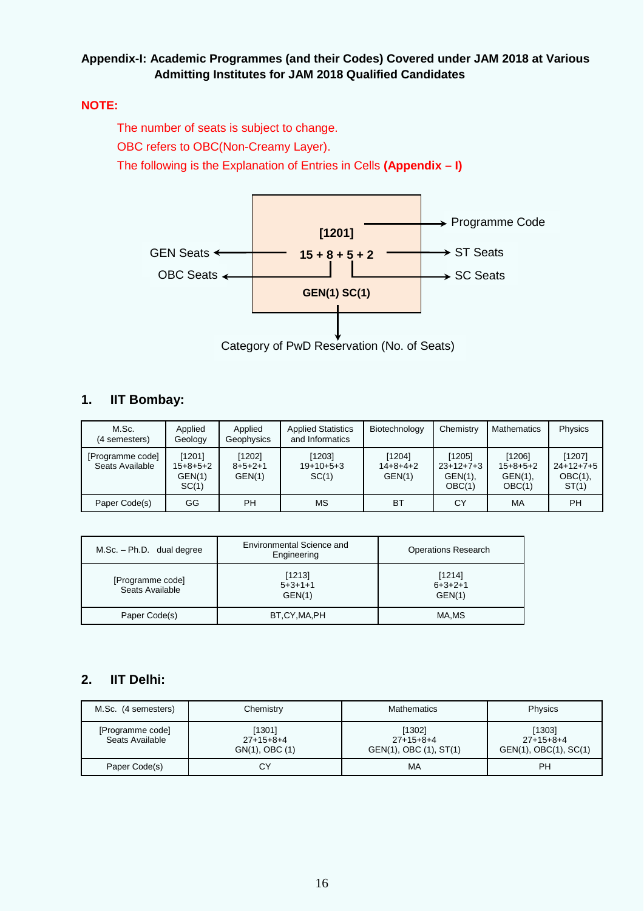**Appendix-I: Academic Programmes (and their Codes) Covered under JAM 2018 at Various Admitting Institutes for JAM 2018 Qualified Candidates**

**NOTE:**

The number of seats is subject to change.

OBC refers to OBC(Non-Creamy Layer).

The following is the Explanation of Entries in Cells **(Appendix – I)**

[1201] → Programme Code

15 + 8 + 5 + 2 → GEN Seats + OBC Seats + SC Seats + ST Seats

GEN(1) SC(1) → Category of PwD Reservation (No. of Seats)

## 1. IIT Bombay:

| M.Sc. (4 semesters) | Applied Geology | Applied Geophysics | Applied Statistics and Informatics | Biotechnology | Chemistry | Mathematics | Physics |
|---|---|---|---|---|---|---|---|
| [Programme code] Seats Available | [1201] 15+8+5+2 GEN(1) SC(1) | [1202] 8+5+2+1 GEN(1) | [1203] 19+10+5+3 SC(1) | [1204] 14+8+4+2 GEN(1) | [1205] 23+12+7+3 GEN(1), OBC(1) | [1206] 15+8+5+2 GEN(1), OBC(1) | [1207] 24+12+7+5 OBC(1), ST(1) |
| Paper Code(s) | GG | PH | MS | BT | CY | MA | PH |

| M.Sc. – Ph.D. dual degree | Environmental Science and Engineering | Operations Research |
|---|---|---|
| [Programme code] Seats Available | [1213] 5+3+1+1 GEN(1) | [1214] 6+3+2+1 GEN(1) |
| Paper Code(s) | BT,CY,MA,PH | MA,MS |

## 2. IIT Delhi:

| M.Sc. (4 semesters) | Chemistry | Mathematics | Physics |
|---|---|---|---|
| [Programme code] Seats Available | [1301] 27+15+8+4 GN(1), OBC (1) | [1302] 27+15+8+4 GEN(1), OBC (1), ST(1) | [1303] 27+15+8+4 GEN(1), OBC(1), SC(1) |
| Paper Code(s) | CY | MA | PH |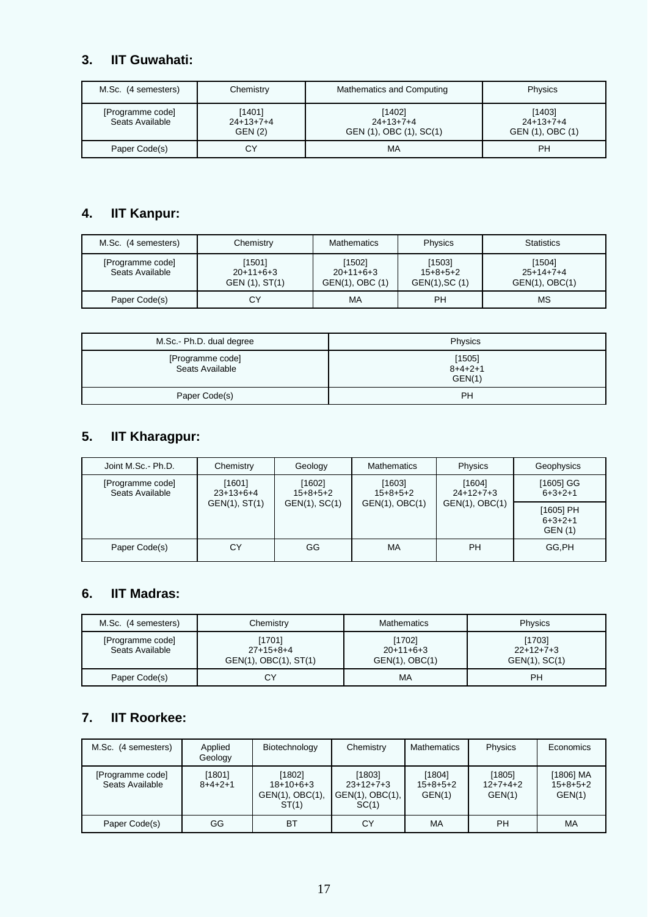### 3. IIT Guwahati:

| M.Sc. (4 semesters) | Chemistry | Mathematics and Computing | Physics |
|---|---|---|---|
| [Programme code] Seats Available | [1401] 24+13+7+4 GEN (2) | [1402] 24+13+7+4 GEN (1), OBC (1), SC(1) | [1403] 24+13+7+4 GEN (1), OBC (1) |
| Paper Code(s) | CY | MA | PH |

### 4. IIT Kanpur:

| M.Sc. (4 semesters) | Chemistry | Mathematics | Physics | Statistics |
|---|---|---|---|---|
| [Programme code] Seats Available | [1501] 20+11+6+3 GEN (1), ST(1) | [1502] 20+11+6+3 GEN(1), OBC (1) | [1503] 15+8+5+2 GEN(1),SC (1) | [1504] 25+14+7+4 GEN(1), OBC(1) |
| Paper Code(s) | CY | MA | PH | MS |

| M.Sc.- Ph.D. dual degree | Physics |
|---|---|
| [Programme code] Seats Available | [1505] 8+4+2+1 GEN(1) |
| Paper Code(s) | PH |

### 5. IIT Kharagpur:

| Joint M.Sc.- Ph.D. | Chemistry | Geology | Mathematics | Physics | Geophysics |
|---|---|---|---|---|---|
| [Programme code] Seats Available | [1601] 23+13+6+4 GEN(1), ST(1) | [1602] 15+8+5+2 GEN(1), SC(1) | [1603] 15+8+5+2 GEN(1), OBC(1) | [1604] 24+12+7+3 GEN(1), OBC(1) | [1605] GG 6+3+2+1 |
| | | | | | [1605] PH 6+3+2+1 GEN (1) |
| Paper Code(s) | CY | GG | MA | PH | GG,PH |

### 6. IIT Madras:

| M.Sc. (4 semesters) | Chemistry | Mathematics | Physics |
|---|---|---|---|
| [Programme code] Seats Available | [1701] 27+15+8+4 GEN(1), OBC(1), ST(1) | [1702] 20+11+6+3 GEN(1), OBC(1) | [1703] 22+12+7+3 GEN(1), SC(1) |
| Paper Code(s) | CY | MA | PH |

### 7. IIT Roorkee:

| M.Sc. (4 semesters) | Applied Geology | Biotechnology | Chemistry | Mathematics | Physics | Economics |
|---|---|---|---|---|---|---|
| [Programme code] Seats Available | [1801] 8+4+2+1 | [1802] 18+10+6+3 GEN(1), OBC(1), ST(1) | [1803] 23+12+7+3 GEN(1), OBC(1), SC(1) | [1804] 15+8+5+2 GEN(1) | [1805] 12+7+4+2 GEN(1) | [1806] MA 15+8+5+2 GEN(1) |
| Paper Code(s) | GG | BT | CY | MA | PH | MA |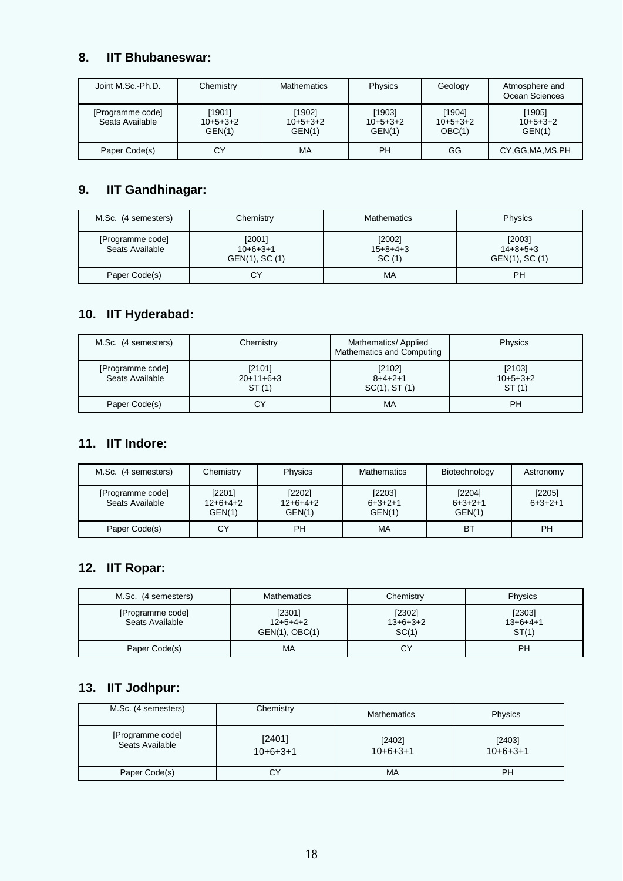## 8. IIT Bhubaneswar:

| Joint M.Sc.-Ph.D. | Chemistry | Mathematics | Physics | Geology | Atmosphere and Ocean Sciences |
|---|---|---|---|---|---|
| [Programme code] Seats Available | [1901] 10+5+3+2 GEN(1) | [1902] 10+5+3+2 GEN(1) | [1903] 10+5+3+2 GEN(1) | [1904] 10+5+3+2 OBC(1) | [1905] 10+5+3+2 GEN(1) |
| Paper Code(s) | CY | MA | PH | GG | CY,GG,MA,MS,PH |

## 9. IIT Gandhinagar:

| M.Sc. (4 semesters) | Chemistry | Mathematics | Physics |
|---|---|---|---|
| [Programme code] Seats Available | [2001] 10+6+3+1 GEN(1), SC (1) | [2002] 15+8+4+3 SC (1) | [2003] 14+8+5+3 GEN(1), SC (1) |
| Paper Code(s) | CY | MA | PH |

## 10. IIT Hyderabad:

| M.Sc. (4 semesters) | Chemistry | Mathematics/ Applied Mathematics and Computing | Physics |
|---|---|---|---|
| [Programme code] Seats Available | [2101] 20+11+6+3 ST (1) | [2102] 8+4+2+1 SC(1), ST (1) | [2103] 10+5+3+2 ST (1) |
| Paper Code(s) | CY | MA | PH |

## 11. IIT Indore:

| M.Sc. (4 semesters) | Chemistry | Physics | Mathematics | Biotechnology | Astronomy |
|---|---|---|---|---|---|
| [Programme code] Seats Available | [2201] 12+6+4+2 GEN(1) | [2202] 12+6+4+2 GEN(1) | [2203] 6+3+2+1 GEN(1) | [2204] 6+3+2+1 GEN(1) | [2205] 6+3+2+1 |
| Paper Code(s) | CY | PH | MA | BT | PH |

## 12. IIT Ropar:

| M.Sc. (4 semesters) | Mathematics | Chemistry | Physics |
|---|---|---|---|
| [Programme code] Seats Available | [2301] 12+5+4+2 GEN(1), OBC(1) | [2302] 13+6+3+2 SC(1) | [2303] 13+6+4+1 ST(1) |
| Paper Code(s) | MA | CY | PH |

## 13. IIT Jodhpur:

| M.Sc. (4 semesters) | Chemistry | Mathematics | Physics |
|---|---|---|---|
| [Programme code] Seats Available | [2401] 10+6+3+1 | [2402] 10+6+3+1 | [2403] 10+6+3+1 |
| Paper Code(s) | CY | MA | PH |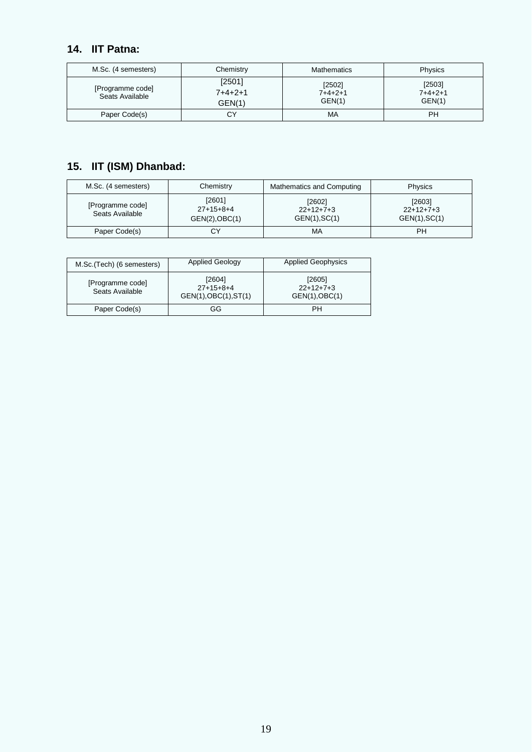## 14. IIT Patna:

| M.Sc. (4 semesters) | Chemistry | Mathematics | Physics |
|---|---|---|---|
| [Programme code] Seats Available | [2501] 7+4+2+1 GEN(1) | [2502] 7+4+2+1 GEN(1) | [2503] 7+4+2+1 GEN(1) |
| Paper Code(s) | CY | MA | PH |

## 15. IIT (ISM) Dhanbad:

| M.Sc. (4 semesters) | Chemistry | Mathematics and Computing | Physics |
|---|---|---|---|
| [Programme code] Seats Available | [2601] 27+15+8+4 GEN(2),OBC(1) | [2602] 22+12+7+3 GEN(1),SC(1) | [2603] 22+12+7+3 GEN(1),SC(1) |
| Paper Code(s) | CY | MA | PH |

| M.Sc.(Tech) (6 semesters) | Applied Geology | Applied Geophysics |
|---|---|---|
| [Programme code] Seats Available | [2604] 27+15+8+4 GEN(1),OBC(1),ST(1) | [2605] 22+12+7+3 GEN(1),OBC(1) |
| Paper Code(s) | GG | PH |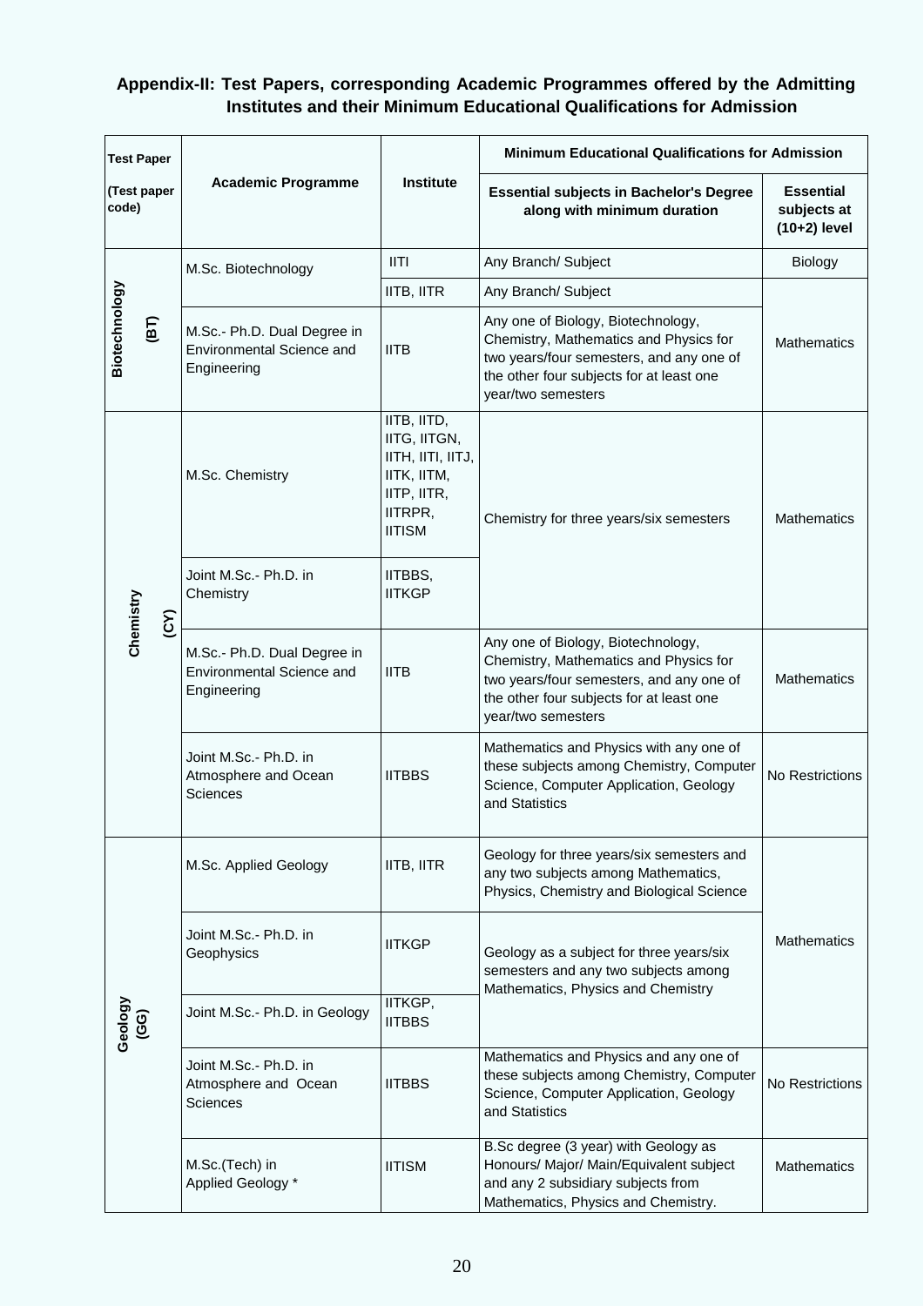### Appendix-II: Test Papers, corresponding Academic Programmes offered by the Admitting Institutes and their Minimum Educational Qualifications for Admission

| Test Paper (Test paper code) | Academic Programme | Institute | Minimum Educational Qualifications for Admission | |
|---|---|---|---|---|
| | | | **Essential subjects in Bachelor's Degree along with minimum duration** | **Essential subjects at (10+2) level** |
| Biotechnology (BT) | M.Sc. Biotechnology | IITI | Any Branch/ Subject | Biology |
| | | IITB, IITR | Any Branch/ Subject | Mathematics |
| | M.Sc.- Ph.D. Dual Degree in Environmental Science and Engineering | IITB | Any one of Biology, Biotechnology, Chemistry, Mathematics and Physics for two years/four semesters, and any one of the other four subjects for at least one year/two semesters | Mathematics |
| Chemistry (CY) | M.Sc. Chemistry | IITB, IITD, IITG, IITGN, IITH, IITI, IITJ, IITK, IITM, IITP, IITR, IITRPR, IITISM | Chemistry for three years/six semesters | Mathematics |
| | Joint M.Sc.- Ph.D. in Chemistry | IITBBS, IITKGP | Chemistry for three years/six semesters | Mathematics |
| | M.Sc.- Ph.D. Dual Degree in Environmental Science and Engineering | IITB | Any one of Biology, Biotechnology, Chemistry, Mathematics and Physics for two years/four semesters, and any one of the other four subjects for at least one year/two semesters | Mathematics |
| | Joint M.Sc.- Ph.D. in Atmosphere and Ocean Sciences | IITBBS | Mathematics and Physics with any one of these subjects among Chemistry, Computer Science, Computer Application, Geology and Statistics | No Restrictions |
| Geology (GG) | M.Sc. Applied Geology | IITB, IITR | Geology for three years/six semesters and any two subjects among Mathematics, Physics, Chemistry and Biological Science | Mathematics |
| | Joint M.Sc.- Ph.D. in Geophysics | IITKGP | Geology as a subject for three years/six semesters and any two subjects among Mathematics, Physics and Chemistry | Mathematics |
| | Joint M.Sc.- Ph.D. in Geology | IITKGP, IITBBS | Geology as a subject for three years/six semesters and any two subjects among Mathematics, Physics and Chemistry | Mathematics |
| | Joint M.Sc.- Ph.D. in Atmosphere and Ocean Sciences | IITBBS | Mathematics and Physics and any one of these subjects among Chemistry, Computer Science, Computer Application, Geology and Statistics | No Restrictions |
| | M.Sc.(Tech) in Applied Geology * | IITISM | B.Sc degree (3 year) with Geology as Honours/ Major/ Main/Equivalent subject and any 2 subsidiary subjects from Mathematics, Physics and Chemistry. | Mathematics |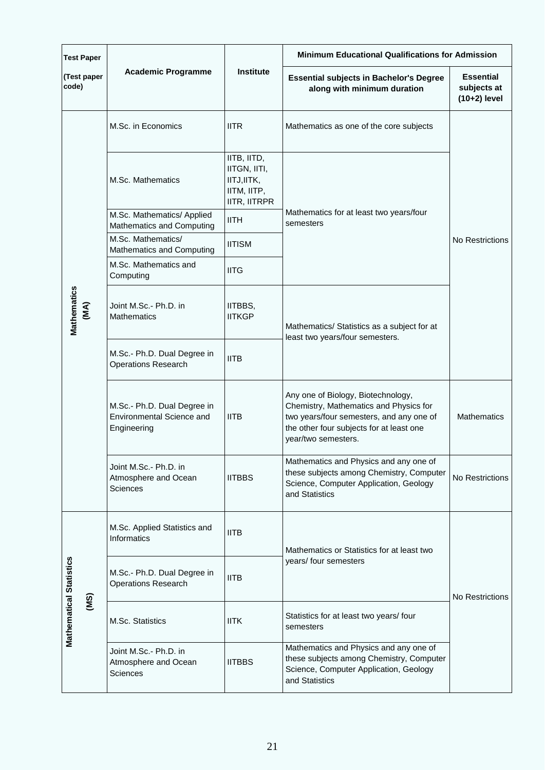| Test Paper (Test paper code) | Academic Programme | Institute | Minimum Educational Qualifications for Admission | |
|---|---|---|---|---|
| | | | Essential subjects in Bachelor's Degree along with minimum duration | Essential subjects at (10+2) level |
| Mathematics (MA) | M.Sc. in Economics | IITR | Mathematics as one of the core subjects | No Restrictions |
| | M.Sc. Mathematics | IITB, IITD, IITGN, IITI, IITJ,IITK, IITM, IITP, IITR, IITRPR | Mathematics for at least two years/four semesters | No Restrictions |
| | M.Sc. Mathematics/ Applied Mathematics and Computing | IITH | Mathematics for at least two years/four semesters | No Restrictions |
| | M.Sc. Mathematics/ Mathematics and Computing | IITISM | Mathematics for at least two years/four semesters | No Restrictions |
| | M.Sc. Mathematics and Computing | IITG | Mathematics for at least two years/four semesters | No Restrictions |
| | Joint M.Sc.- Ph.D. in Mathematics | IITBBS, IITKGP | Mathematics/ Statistics as a subject for at least two years/four semesters. | No Restrictions |
| | M.Sc.- Ph.D. Dual Degree in Operations Research | IITB | Mathematics/ Statistics as a subject for at least two years/four semesters. | No Restrictions |
| | M.Sc.- Ph.D. Dual Degree in Environmental Science and Engineering | IITB | Any one of Biology, Biotechnology, Chemistry, Mathematics and Physics for two years/four semesters, and any one of the other four subjects for at least one year/two semesters. | Mathematics |
| | Joint M.Sc.- Ph.D. in Atmosphere and Ocean Sciences | IITBBS | Mathematics and Physics and any one of these subjects among Chemistry, Computer Science, Computer Application, Geology and Statistics | No Restrictions |
| Mathematical Statistics (MS) | M.Sc. Applied Statistics and Informatics | IITB | Mathematics or Statistics for at least two years/ four semesters | No Restrictions |
| | M.Sc.- Ph.D. Dual Degree in Operations Research | IITB | Mathematics or Statistics for at least two years/ four semesters | No Restrictions |
| | M.Sc. Statistics | IITK | Statistics for at least two years/ four semesters | No Restrictions |
| | Joint M.Sc.- Ph.D. in Atmosphere and Ocean Sciences | IITBBS | Mathematics and Physics and any one of these subjects among Chemistry, Computer Science, Computer Application, Geology and Statistics | No Restrictions |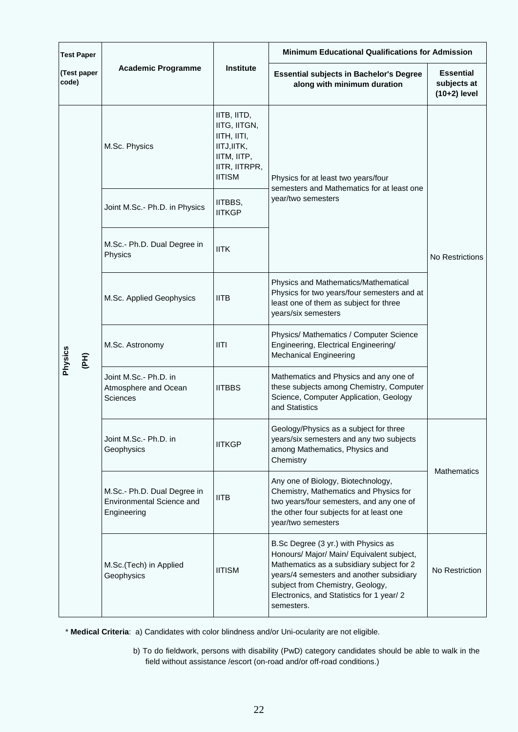| Test Paper (Test paper code) | Academic Programme | Institute | Minimum Educational Qualifications for Admission | |
|---|---|---|---|---|
| | | | Essential subjects in Bachelor's Degree along with minimum duration | Essential subjects at (10+2) level |
| Physics (PH) | M.Sc. Physics | IITB, IITD, IITG, IITGN, IITH, IITI, IITJ,IITK, IITM, IITP, IITR, IITRPR, IITISM | Physics for at least two years/four semesters and Mathematics for at least one year/two semesters | No Restrictions |
| | Joint M.Sc.- Ph.D. in Physics | IITBBS, IITKGP | | |
| | M.Sc.- Ph.D. Dual Degree in Physics | IITK | | |
| | M.Sc. Applied Geophysics | IITB | Physics and Mathematics/Mathematical Physics for two years/four semesters and at least one of them as subject for three years/six semesters | |
| | M.Sc. Astronomy | IITI | Physics/ Mathematics / Computer Science Engineering, Electrical Engineering/ Mechanical Engineering | |
| | Joint M.Sc.- Ph.D. in Atmosphere and Ocean Sciences | IITBBS | Mathematics and Physics and any one of these subjects among Chemistry, Computer Science, Computer Application, Geology and Statistics | |
| | Joint M.Sc.- Ph.D. in Geophysics | IITKGP | Geology/Physics as a subject for three years/six semesters and any two subjects among Mathematics, Physics and Chemistry | Mathematics |
| | M.Sc.- Ph.D. Dual Degree in Environmental Science and Engineering | IITB | Any one of Biology, Biotechnology, Chemistry, Mathematics and Physics for two years/four semesters, and any one of the other four subjects for at least one year/two semesters | |
| | M.Sc.(Tech) in Applied Geophysics | IITISM | B.Sc Degree (3 yr.) with Physics as Honours/ Major/ Main/ Equivalent subject, Mathematics as a subsidiary subject for 2 years/4 semesters and another subsidiary subject from Chemistry, Geology, Electronics, and Statistics for 1 year/ 2 semesters. | No Restriction |

* **Medical Criteria**: a) Candidates with color blindness and/or Uni-ocularity are not eligible.

b) To do fieldwork, persons with disability (PwD) category candidates should be able to walk in the field without assistance /escort (on-road and/or off-road conditions.)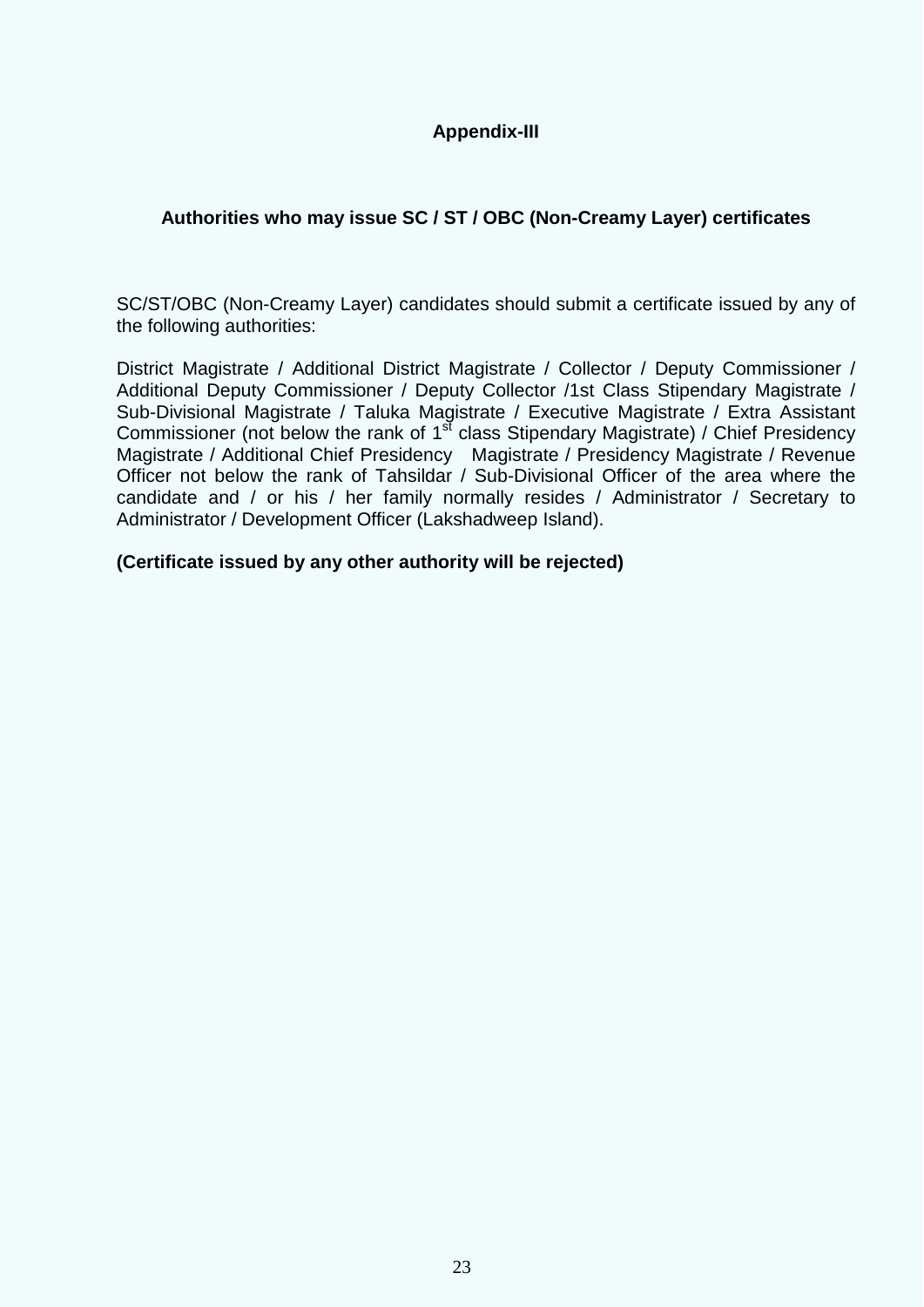## Appendix-III

### Authorities who may issue SC / ST / OBC (Non-Creamy Layer) certificates

SC/ST/OBC (Non-Creamy Layer) candidates should submit a certificate issued by any of the following authorities:

District Magistrate / Additional District Magistrate / Collector / Deputy Commissioner / Additional Deputy Commissioner / Deputy Collector /1st Class Stipendary Magistrate / Sub-Divisional Magistrate / Taluka Magistrate / Executive Magistrate / Extra Assistant Commissioner (not below the rank of 1st class Stipendary Magistrate) / Chief Presidency Magistrate / Additional Chief Presidency Magistrate / Presidency Magistrate / Revenue Officer not below the rank of Tahsildar / Sub-Divisional Officer of the area where the candidate and / or his / her family normally resides / Administrator / Secretary to Administrator / Development Officer (Lakshadweep Island).

**(Certificate issued by any other authority will be rejected)**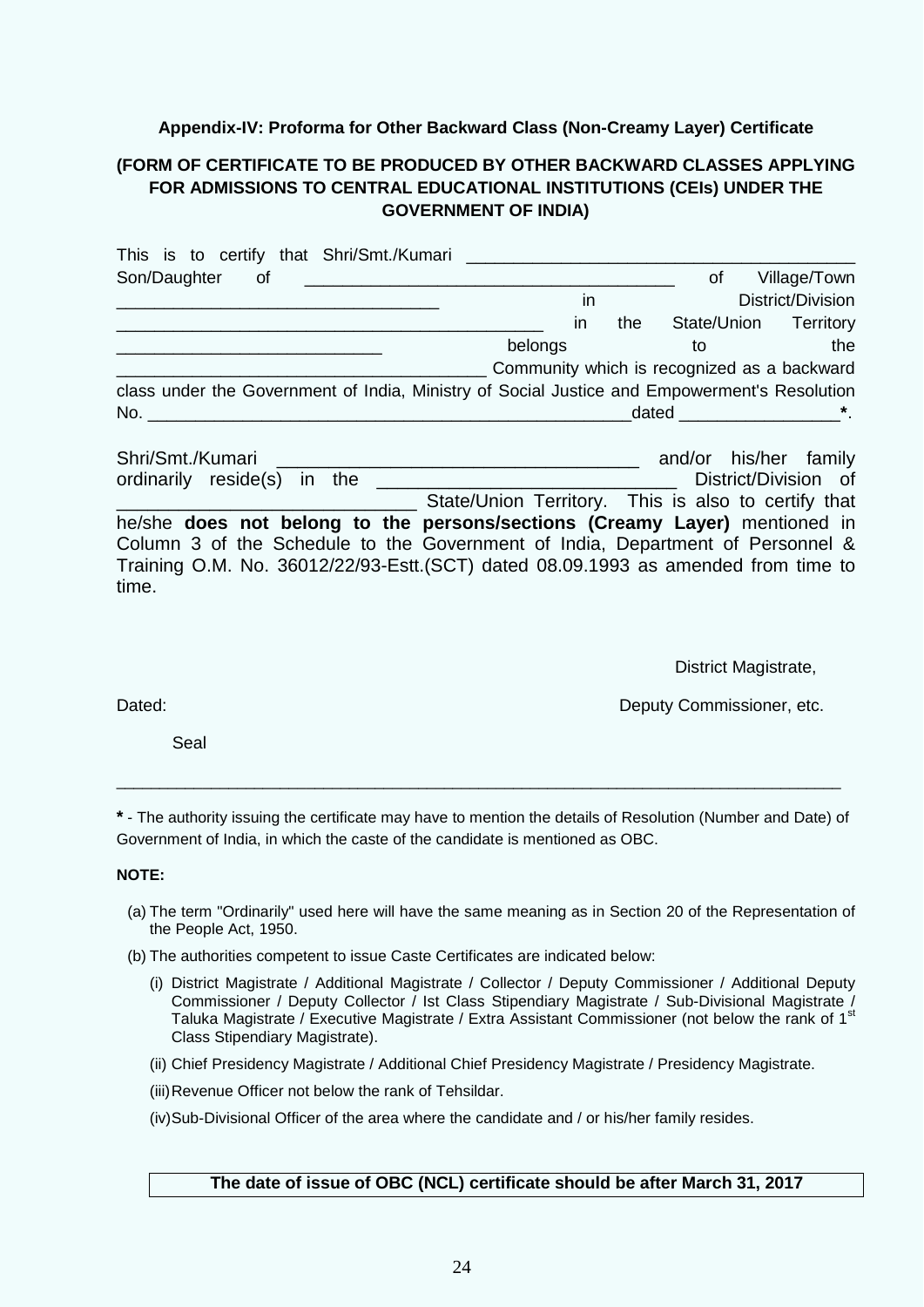**Appendix-IV: Proforma for Other Backward Class (Non-Creamy Layer) Certificate**

**(FORM OF CERTIFICATE TO BE PRODUCED BY OTHER BACKWARD CLASSES APPLYING FOR ADMISSIONS TO CENTRAL EDUCATIONAL INSTITUTIONS (CEIs) UNDER THE GOVERNMENT OF INDIA)**

This is to certify that Shri/Smt./Kumari ________________________________________ Son/Daughter of ________________________________________ of Village/Town __________________________________ in District/Division _____________________________________________ in the State/Union Territory ____________________________ belongs to the ______________________________________ Community which is recognized as a backward class under the Government of India, Ministry of Social Justice and Empowerment's Resolution No. _____________________________________________________dated _________________**\***.

Shri/Smt./Kumari ____________________________________ and/or his/her family ordinarily reside(s) in the ______________________________ District/Division of _____________________________ State/Union Territory. This is also to certify that he/she **does not belong to the persons/sections (Creamy Layer)** mentioned in Column 3 of the Schedule to the Government of India, Department of Personnel & Training O.M. No. 36012/22/93-Estt.(SCT) dated 08.09.1993 as amended from time to time.

District Magistrate,

Dated: Deputy Commissioner, etc.

Seal

---

**\*** - The authority issuing the certificate may have to mention the details of Resolution (Number and Date) of Government of India, in which the caste of the candidate is mentioned as OBC.

**NOTE:**

(a) The term "Ordinarily" used here will have the same meaning as in Section 20 of the Representation of the People Act, 1950.

(b) The authorities competent to issue Caste Certificates are indicated below:

(i) District Magistrate / Additional Magistrate / Collector / Deputy Commissioner / Additional Deputy Commissioner / Deputy Collector / Ist Class Stipendiary Magistrate / Sub-Divisional Magistrate / Taluka Magistrate / Executive Magistrate / Extra Assistant Commissioner (not below the rank of 1st Class Stipendiary Magistrate).

(ii) Chief Presidency Magistrate / Additional Chief Presidency Magistrate / Presidency Magistrate.

(iii) Revenue Officer not below the rank of Tehsildar.

(iv) Sub-Divisional Officer of the area where the candidate and / or his/her family resides.

| **The date of issue of OBC (NCL) certificate should be after March 31, 2017** |
|---|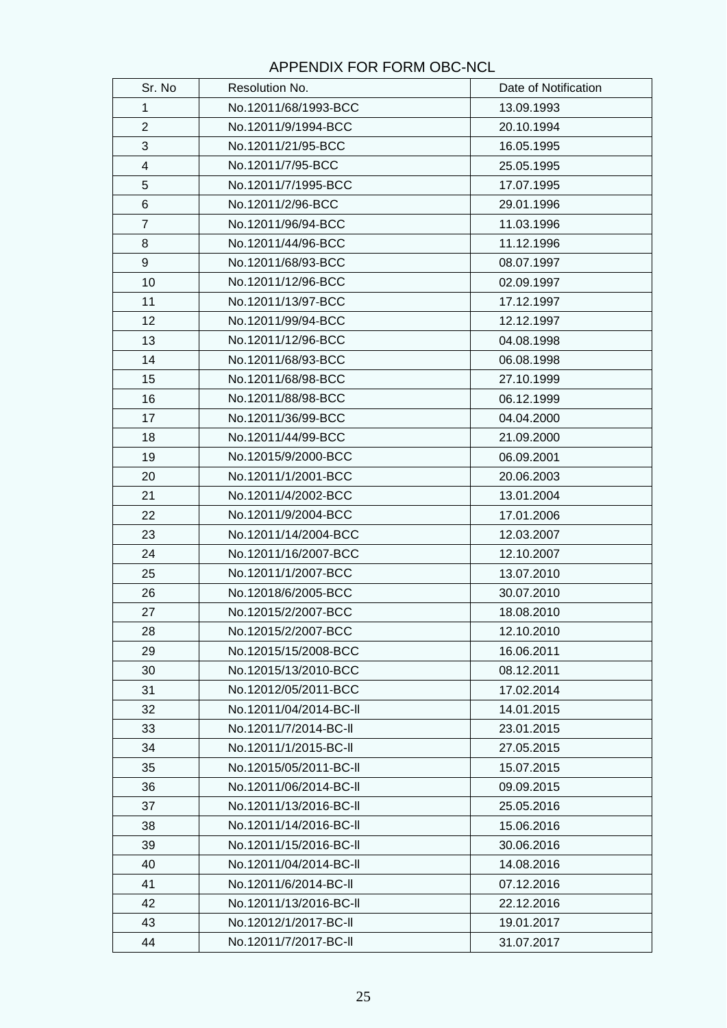## APPENDIX FOR FORM OBC-NCL

| Sr. No | Resolution No. | Date of Notification |
|---|---|---|
| 1 | No.12011/68/1993-BCC | 13.09.1993 |
| 2 | No.12011/9/1994-BCC | 20.10.1994 |
| 3 | No.12011/21/95-BCC | 16.05.1995 |
| 4 | No.12011/7/95-BCC | 25.05.1995 |
| 5 | No.12011/7/1995-BCC | 17.07.1995 |
| 6 | No.12011/2/96-BCC | 29.01.1996 |
| 7 | No.12011/96/94-BCC | 11.03.1996 |
| 8 | No.12011/44/96-BCC | 11.12.1996 |
| 9 | No.12011/68/93-BCC | 08.07.1997 |
| 10 | No.12011/12/96-BCC | 02.09.1997 |
| 11 | No.12011/13/97-BCC | 17.12.1997 |
| 12 | No.12011/99/94-BCC | 12.12.1997 |
| 13 | No.12011/12/96-BCC | 04.08.1998 |
| 14 | No.12011/68/93-BCC | 06.08.1998 |
| 15 | No.12011/68/98-BCC | 27.10.1999 |
| 16 | No.12011/88/98-BCC | 06.12.1999 |
| 17 | No.12011/36/99-BCC | 04.04.2000 |
| 18 | No.12011/44/99-BCC | 21.09.2000 |
| 19 | No.12015/9/2000-BCC | 06.09.2001 |
| 20 | No.12011/1/2001-BCC | 20.06.2003 |
| 21 | No.12011/4/2002-BCC | 13.01.2004 |
| 22 | No.12011/9/2004-BCC | 17.01.2006 |
| 23 | No.12011/14/2004-BCC | 12.03.2007 |
| 24 | No.12011/16/2007-BCC | 12.10.2007 |
| 25 | No.12011/1/2007-BCC | 13.07.2010 |
| 26 | No.12018/6/2005-BCC | 30.07.2010 |
| 27 | No.12015/2/2007-BCC | 18.08.2010 |
| 28 | No.12015/2/2007-BCC | 12.10.2010 |
| 29 | No.12015/15/2008-BCC | 16.06.2011 |
| 30 | No.12015/13/2010-BCC | 08.12.2011 |
| 31 | No.12012/05/2011-BCC | 17.02.2014 |
| 32 | No.12011/04/2014-BC-II | 14.01.2015 |
| 33 | No.12011/7/2014-BC-II | 23.01.2015 |
| 34 | No.12011/1/2015-BC-II | 27.05.2015 |
| 35 | No.12015/05/2011-BC-II | 15.07.2015 |
| 36 | No.12011/06/2014-BC-II | 09.09.2015 |
| 37 | No.12011/13/2016-BC-II | 25.05.2016 |
| 38 | No.12011/14/2016-BC-II | 15.06.2016 |
| 39 | No.12011/15/2016-BC-II | 30.06.2016 |
| 40 | No.12011/04/2014-BC-II | 14.08.2016 |
| 41 | No.12011/6/2014-BC-II | 07.12.2016 |
| 42 | No.12011/13/2016-BC-II | 22.12.2016 |
| 43 | No.12012/1/2017-BC-II | 19.01.2017 |
| 44 | No.12011/7/2017-BC-II | 31.07.2017 |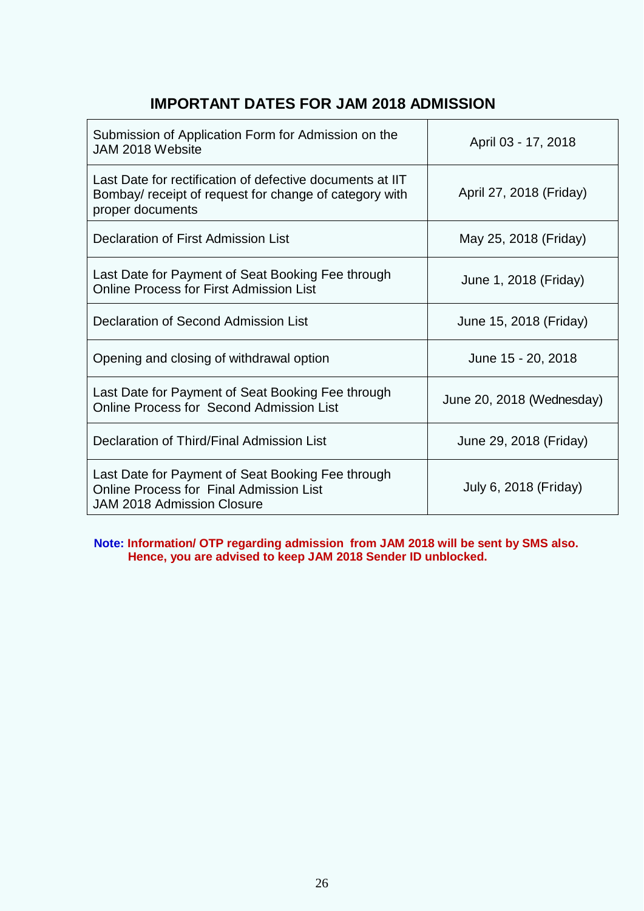## IMPORTANT DATES FOR JAM 2018 ADMISSION

| Event | Date |
|---|---|
| Submission of Application Form for Admission on the JAM 2018 Website | April 03 - 17, 2018 |
| Last Date for rectification of defective documents at IIT Bombay/ receipt of request for change of category with proper documents | April 27, 2018 (Friday) |
| Declaration of First Admission List | May 25, 2018 (Friday) |
| Last Date for Payment of Seat Booking Fee through Online Process for First Admission List | June 1, 2018 (Friday) |
| Declaration of Second Admission List | June 15, 2018 (Friday) |
| Opening and closing of withdrawal option | June 15 - 20, 2018 |
| Last Date for Payment of Seat Booking Fee through Online Process for Second Admission List | June 20, 2018 (Wednesday) |
| Declaration of Third/Final Admission List | June 29, 2018 (Friday) |
| Last Date for Payment of Seat Booking Fee through Online Process for Final Admission List<br>JAM 2018 Admission Closure | July 6, 2018 (Friday) |

**Note: Information/ OTP regarding admission from JAM 2018 will be sent by SMS also. Hence, you are advised to keep JAM 2018 Sender ID unblocked.**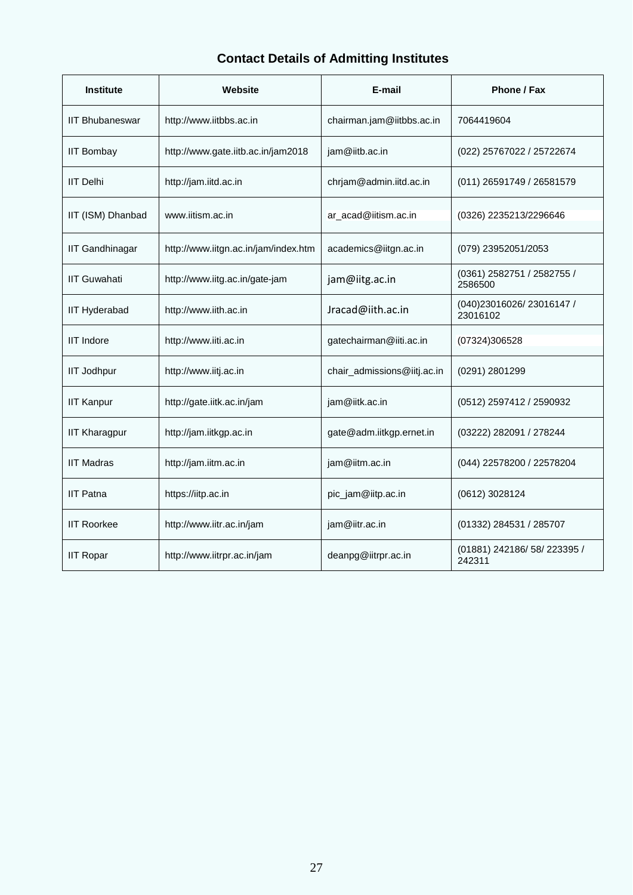## Contact Details of Admitting Institutes

| Institute | Website | E-mail | Phone / Fax |
|---|---|---|---|
| IIT Bhubaneswar | http://www.iitbbs.ac.in | chairman.jam@iitbbs.ac.in | 7064419604 |
| IIT Bombay | http://www.gate.iitb.ac.in/jam2018 | jam@iitb.ac.in | (022) 25767022 / 25722674 |
| IIT Delhi | http://jam.iitd.ac.in | chrjam@admin.iitd.ac.in | (011) 26591749 / 26581579 |
| IIT (ISM) Dhanbad | www.iitism.ac.in | ar_acad@iitism.ac.in | (0326) 2235213/2296646 |
| IIT Gandhinagar | http://www.iitgn.ac.in/jam/index.htm | academics@iitgn.ac.in | (079) 23952051/2053 |
| IIT Guwahati | http://www.iitg.ac.in/gate-jam | jam@iitg.ac.in | (0361) 2582751 / 2582755 / 2586500 |
| IIT Hyderabad | http://www.iith.ac.in | Jracad@iith.ac.in | (040)23016026/ 23016147 / 23016102 |
| IIT Indore | http://www.iiti.ac.in | gatechairman@iiti.ac.in | (07324)306528 |
| IIT Jodhpur | http://www.iitj.ac.in | chair_admissions@iitj.ac.in | (0291) 2801299 |
| IIT Kanpur | http://gate.iitk.ac.in/jam | jam@iitk.ac.in | (0512) 2597412 / 2590932 |
| IIT Kharagpur | http://jam.iitkgp.ac.in | gate@adm.iitkgp.ernet.in | (03222) 282091 / 278244 |
| IIT Madras | http://jam.iitm.ac.in | jam@iitm.ac.in | (044) 22578200 / 22578204 |
| IIT Patna | https://iitp.ac.in | pic_jam@iitp.ac.in | (0612) 3028124 |
| IIT Roorkee | http://www.iitr.ac.in/jam | jam@iitr.ac.in | (01332) 284531 / 285707 |
| IIT Ropar | http://www.iitrpr.ac.in/jam | deanpg@iitrpr.ac.in | (01881) 242186/ 58/ 223395 / 242311 |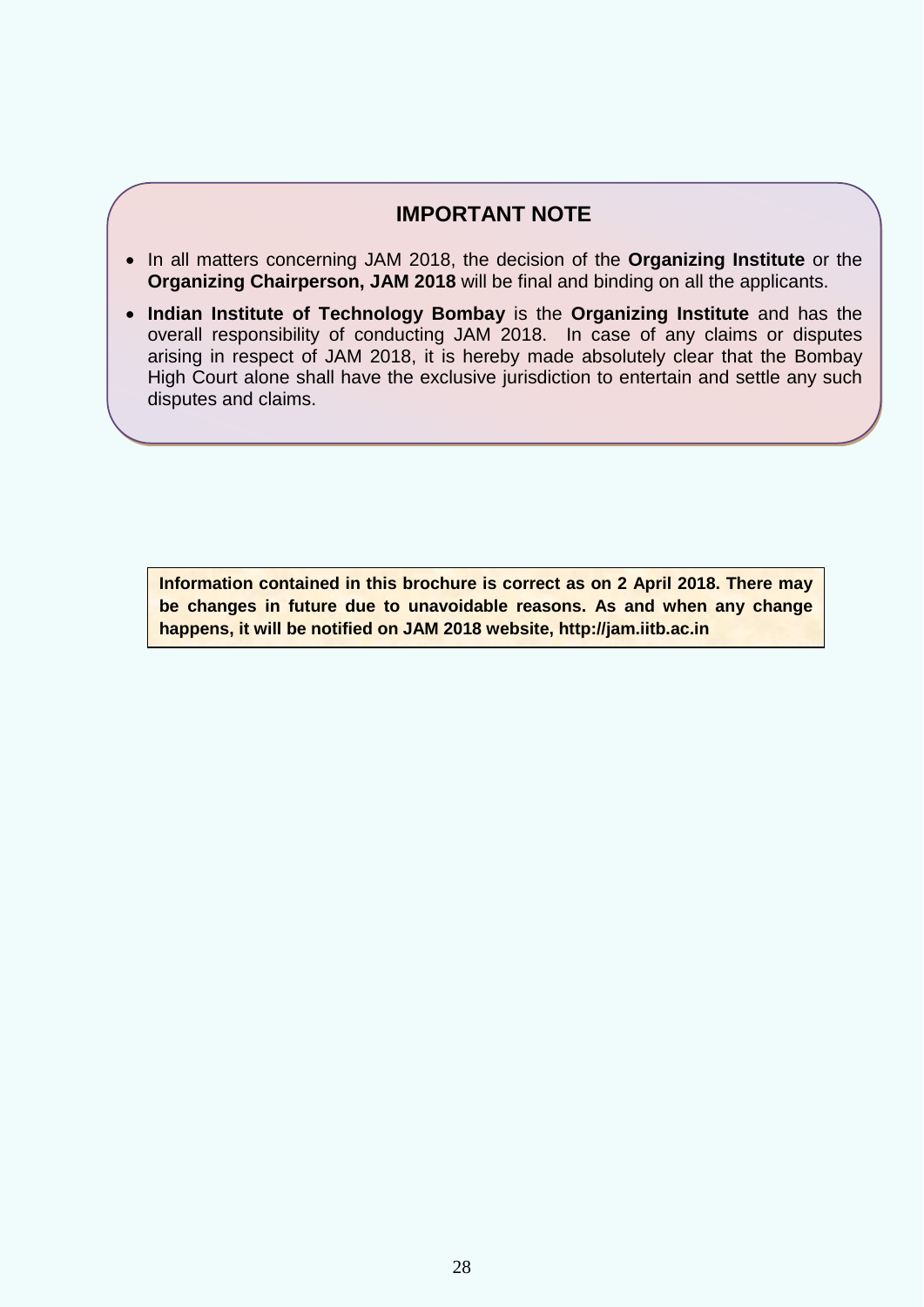## IMPORTANT NOTE

- In all matters concerning JAM 2018, the decision of the **Organizing Institute** or the **Organizing Chairperson, JAM 2018** will be final and binding on all the applicants.
- **Indian Institute of Technology Bombay** is the **Organizing Institute** and has the overall responsibility of conducting JAM 2018. In case of any claims or disputes arising in respect of JAM 2018, it is hereby made absolutely clear that the Bombay High Court alone shall have the exclusive jurisdiction to entertain and settle any such disputes and claims.

**Information contained in this brochure is correct as on 2 April 2018. There may be changes in future due to unavoidable reasons. As and when any change happens, it will be notified on JAM 2018 website, http://jam.iitb.ac.in**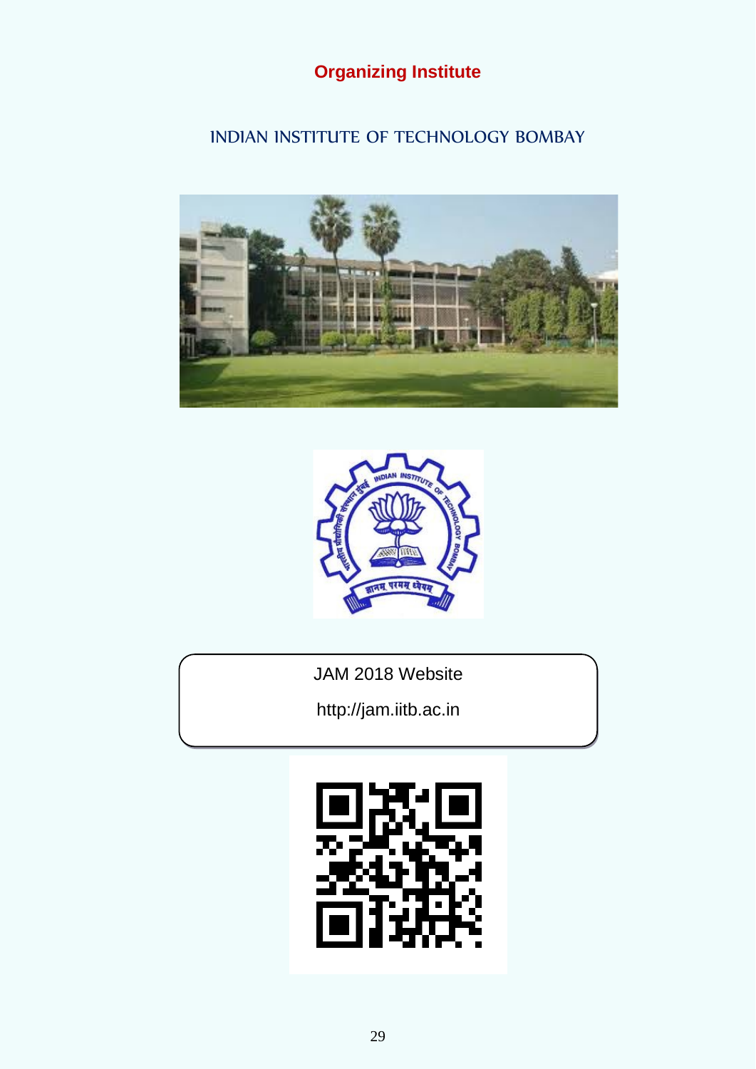## Organizing Institute

INDIAN INSTITUTE OF TECHNOLOGY BOMBAY

JAM 2018 Website

http://jam.iitb.ac.in